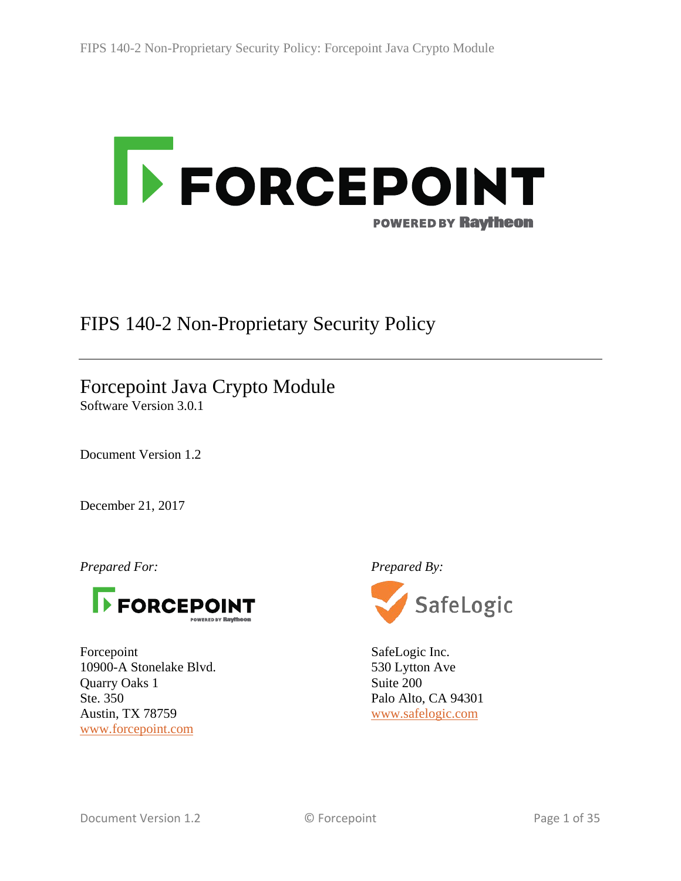# FIPS 140-2 Non-Proprietary Security Policy

## Forcepoint Java Crypto Module

Software Version 3.0.1

Document Version 1.2

December 21, 2017

*Prepared For:*

Forcepoint
10900-A Stonelake Blvd.
Quarry Oaks 1
Ste. 350
Austin, TX 78759
www.forcepoint.com

*Prepared By:*

SafeLogic Inc.
530 Lytton Ave
Suite 200
Palo Alto, CA 94301
www.safelogic.com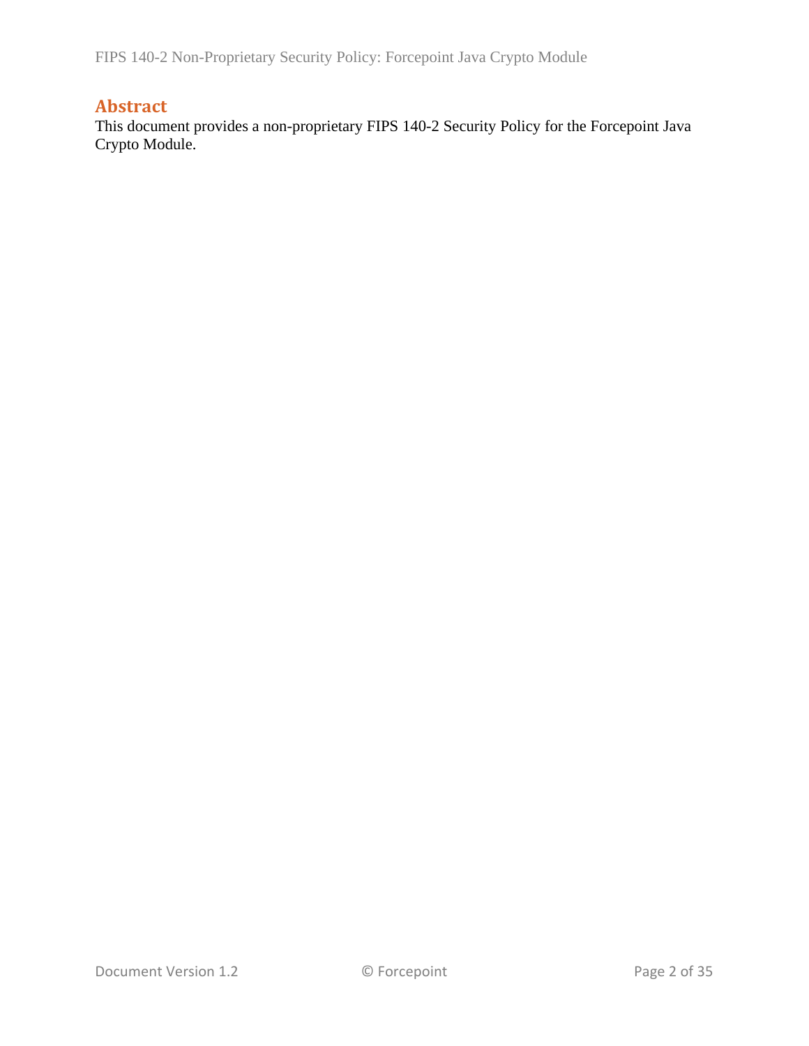## Abstract

This document provides a non-proprietary FIPS 140-2 Security Policy for the Forcepoint Java Crypto Module.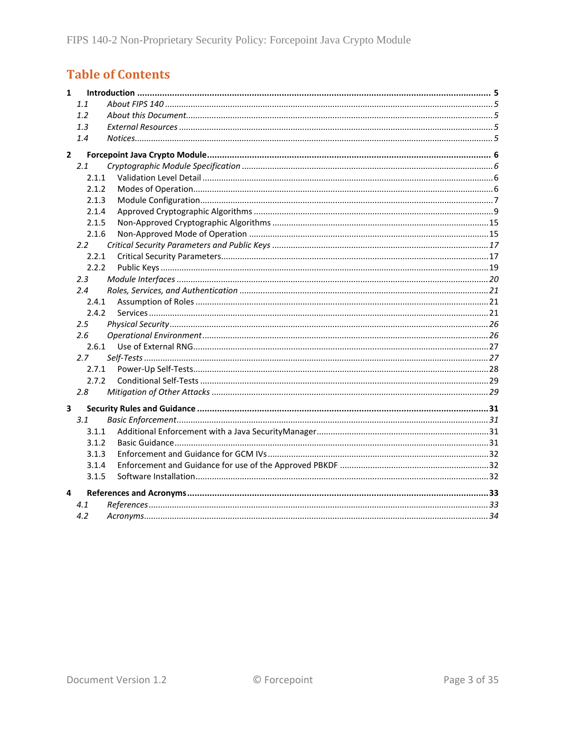# Table of Contents

**1 Introduction ... 5**

*1.1 About FIPS 140 ... 5*

*1.2 About this Document ... 5*

*1.3 External Resources ... 5*

*1.4 Notices ... 5*

**2 Forcepoint Java Crypto Module ... 6**

*2.1 Cryptographic Module Specification ... 6*

2.1.1 Validation Level Detail ... 6

2.1.2 Modes of Operation ... 6

2.1.3 Module Configuration ... 7

2.1.4 Approved Cryptographic Algorithms ... 9

2.1.5 Non-Approved Cryptographic Algorithms ... 15

2.1.6 Non-Approved Mode of Operation ... 15

*2.2 Critical Security Parameters and Public Keys ... 17*

2.2.1 Critical Security Parameters ... 17

2.2.2 Public Keys ... 19

*2.3 Module Interfaces ... 20*

*2.4 Roles, Services, and Authentication ... 21*

2.4.1 Assumption of Roles ... 21

2.4.2 Services ... 21

*2.5 Physical Security ... 26*

*2.6 Operational Environment ... 26*

2.6.1 Use of External RNG ... 27

*2.7 Self-Tests ... 27*

2.7.1 Power-Up Self-Tests ... 28

2.7.2 Conditional Self-Tests ... 29

*2.8 Mitigation of Other Attacks ... 29*

**3 Security Rules and Guidance ... 31**

*3.1 Basic Enforcement ... 31*

3.1.1 Additional Enforcement with a Java SecurityManager ... 31

3.1.2 Basic Guidance ... 31

3.1.3 Enforcement and Guidance for GCM IVs ... 32

3.1.4 Enforcement and Guidance for use of the Approved PBKDF ... 32

3.1.5 Software Installation ... 32

**4 References and Acronyms ... 33**

*4.1 References ... 33*

*4.2 Acronyms ... 34*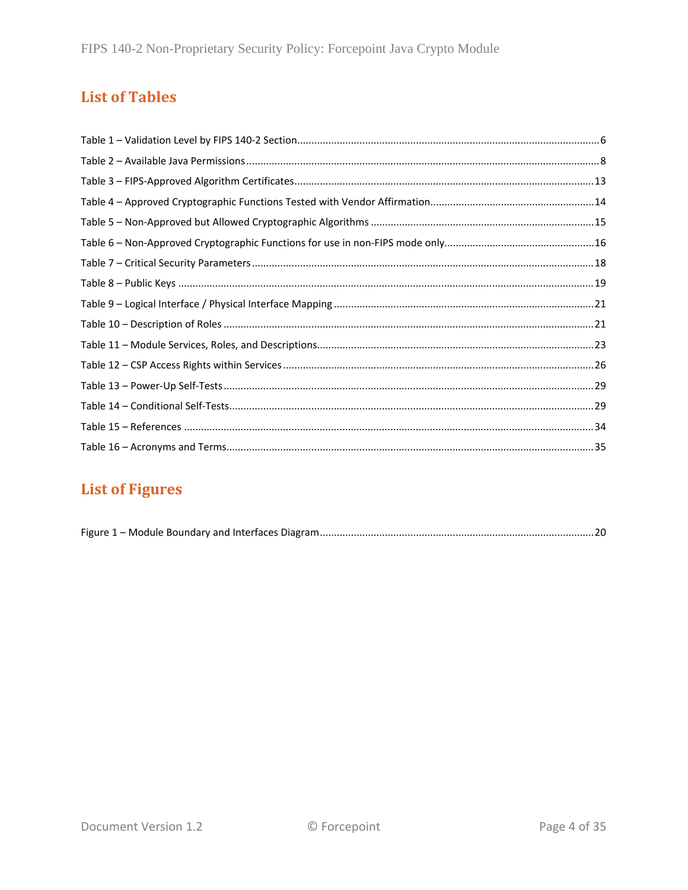## List of Tables

Table 1 – Validation Level by FIPS 140-2 Section.......................................................................................6

Table 2 – Available Java Permissions..........................................................................................................8

Table 3 – FIPS-Approved Algorithm Certificates........................................................................................13

Table 4 – Approved Cryptographic Functions Tested with Vendor Affirmation.........................................14

Table 5 – Non-Approved but Allowed Cryptographic Algorithms ..............................................................15

Table 6 – Non-Approved Cryptographic Functions for use in non-FIPS mode only.....................................16

Table 7 – Critical Security Parameters .......................................................................................................18

Table 8 – Public Keys ..................................................................................................................................19

Table 9 – Logical Interface / Physical Interface Mapping ...........................................................................21

Table 10 – Description of Roles .................................................................................................................21

Table 11 – Module Services, Roles, and Descriptions.................................................................................23

Table 12 – CSP Access Rights within Services ............................................................................................26

Table 13 – Power-Up Self-Tests..................................................................................................................29

Table 14 – Conditional Self-Tests................................................................................................................29

Table 15 – References ...............................................................................................................................34

Table 16 – Acronyms and Terms................................................................................................................35

## List of Figures

Figure 1 – Module Boundary and Interfaces Diagram................................................................................20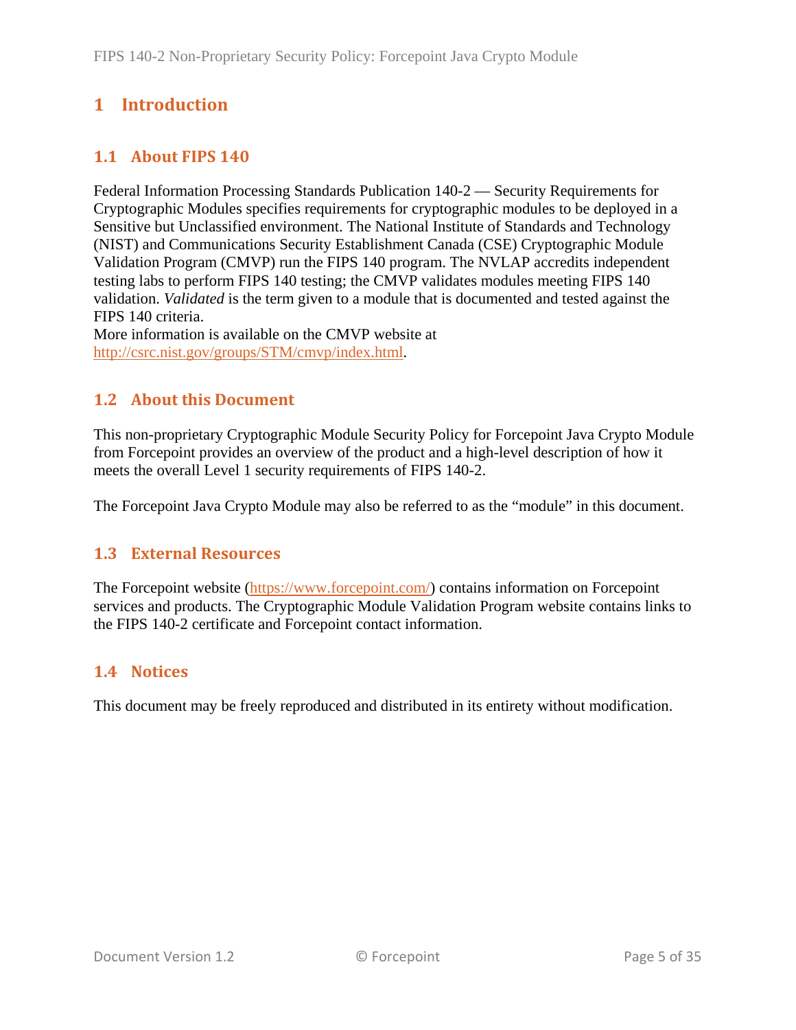# 1 Introduction

## 1.1 About FIPS 140

Federal Information Processing Standards Publication 140-2 — Security Requirements for Cryptographic Modules specifies requirements for cryptographic modules to be deployed in a Sensitive but Unclassified environment. The National Institute of Standards and Technology (NIST) and Communications Security Establishment Canada (CSE) Cryptographic Module Validation Program (CMVP) run the FIPS 140 program. The NVLAP accredits independent testing labs to perform FIPS 140 testing; the CMVP validates modules meeting FIPS 140 validation. *Validated* is the term given to a module that is documented and tested against the FIPS 140 criteria.
More information is available on the CMVP website at http://csrc.nist.gov/groups/STM/cmvp/index.html.

## 1.2 About this Document

This non-proprietary Cryptographic Module Security Policy for Forcepoint Java Crypto Module from Forcepoint provides an overview of the product and a high-level description of how it meets the overall Level 1 security requirements of FIPS 140-2.

The Forcepoint Java Crypto Module may also be referred to as the "module" in this document.

## 1.3 External Resources

The Forcepoint website (https://www.forcepoint.com/) contains information on Forcepoint services and products. The Cryptographic Module Validation Program website contains links to the FIPS 140-2 certificate and Forcepoint contact information.

## 1.4 Notices

This document may be freely reproduced and distributed in its entirety without modification.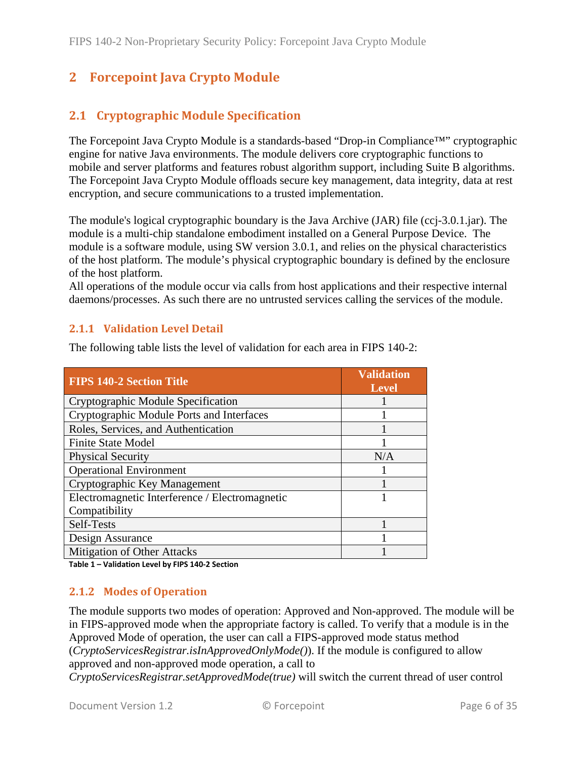# 2 Forcepoint Java Crypto Module

## 2.1 Cryptographic Module Specification

The Forcepoint Java Crypto Module is a standards-based "Drop-in Compliance™" cryptographic engine for native Java environments. The module delivers core cryptographic functions to mobile and server platforms and features robust algorithm support, including Suite B algorithms. The Forcepoint Java Crypto Module offloads secure key management, data integrity, data at rest encryption, and secure communications to a trusted implementation.

The module's logical cryptographic boundary is the Java Archive (JAR) file (ccj-3.0.1.jar). The module is a multi-chip standalone embodiment installed on a General Purpose Device. The module is a software module, using SW version 3.0.1, and relies on the physical characteristics of the host platform. The module's physical cryptographic boundary is defined by the enclosure of the host platform.
All operations of the module occur via calls from host applications and their respective internal daemons/processes. As such there are no untrusted services calling the services of the module.

### 2.1.1 Validation Level Detail

The following table lists the level of validation for each area in FIPS 140-2:

| FIPS 140-2 Section Title | Validation Level |
|---|---|
| Cryptographic Module Specification | 1 |
| Cryptographic Module Ports and Interfaces | 1 |
| Roles, Services, and Authentication | 1 |
| Finite State Model | 1 |
| Physical Security | N/A |
| Operational Environment | 1 |
| Cryptographic Key Management | 1 |
| Electromagnetic Interference / Electromagnetic Compatibility | 1 |
| Self-Tests | 1 |
| Design Assurance | 1 |
| Mitigation of Other Attacks | 1 |

**Table 1 – Validation Level by FIPS 140-2 Section**

### 2.1.2 Modes of Operation

The module supports two modes of operation: Approved and Non-approved. The module will be in FIPS-approved mode when the appropriate factory is called. To verify that a module is in the Approved Mode of operation, the user can call a FIPS-approved mode status method (*CryptoServicesRegistrar.isInApprovedOnlyMode()*). If the module is configured to allow approved and non-approved mode operation, a call to *CryptoServicesRegistrar.setApprovedMode(true)* will switch the current thread of user control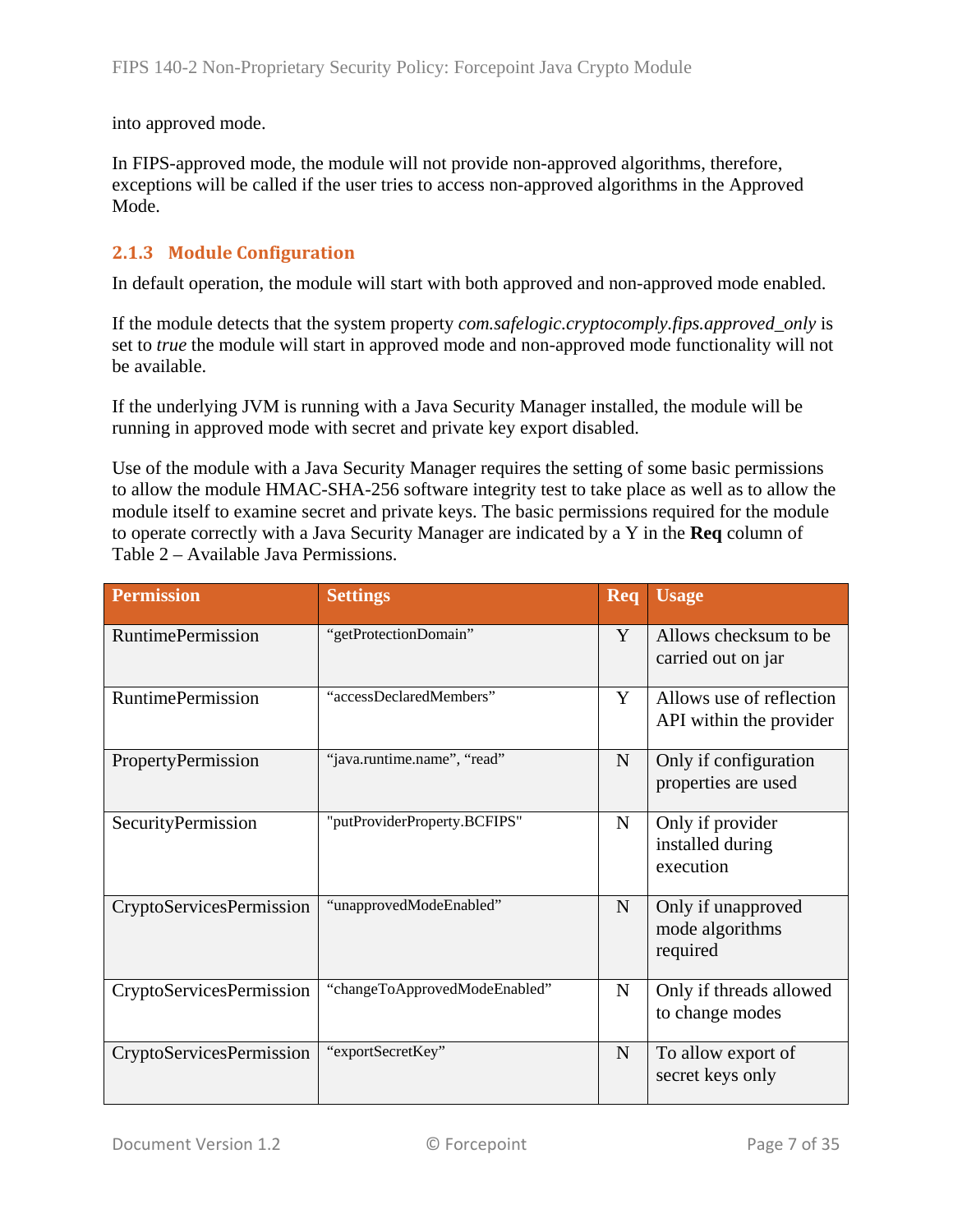into approved mode.

In FIPS-approved mode, the module will not provide non-approved algorithms, therefore, exceptions will be called if the user tries to access non-approved algorithms in the Approved Mode.

### 2.1.3 Module Configuration

In default operation, the module will start with both approved and non-approved mode enabled.

If the module detects that the system property *com.safelogic.cryptocomply.fips.approved_only* is set to *true* the module will start in approved mode and non-approved mode functionality will not be available.

If the underlying JVM is running with a Java Security Manager installed, the module will be running in approved mode with secret and private key export disabled.

Use of the module with a Java Security Manager requires the setting of some basic permissions to allow the module HMAC-SHA-256 software integrity test to take place as well as to allow the module itself to examine secret and private keys. The basic permissions required for the module to operate correctly with a Java Security Manager are indicated by a Y in the **Req** column of Table 2 – Available Java Permissions.

| Permission | Settings | Req | Usage |
|---|---|---|---|
| RuntimePermission | “getProtectionDomain” | Y | Allows checksum to be carried out on jar |
| RuntimePermission | “accessDeclaredMembers” | Y | Allows use of reflection API within the provider |
| PropertyPermission | “java.runtime.name”, “read” | N | Only if configuration properties are used |
| SecurityPermission | "putProviderProperty.BCFIPS" | N | Only if provider installed during execution |
| CryptoServicesPermission | “unapprovedModeEnabled” | N | Only if unapproved mode algorithms required |
| CryptoServicesPermission | “changeToApprovedModeEnabled” | N | Only if threads allowed to change modes |
| CryptoServicesPermission | “exportSecretKey” | N | To allow export of secret keys only |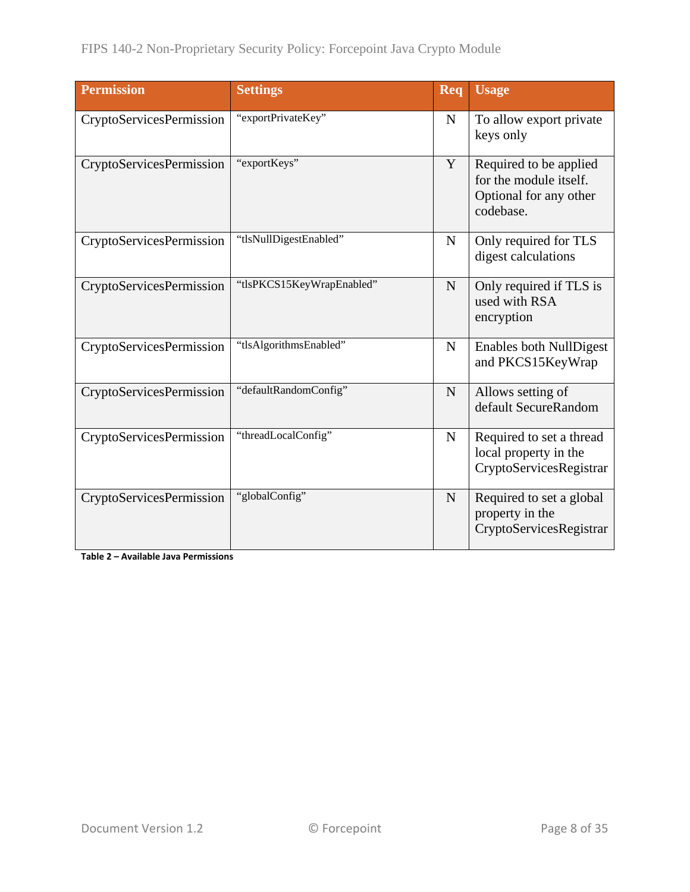| Permission | Settings | Req | Usage |
| --- | --- | --- | --- |
| CryptoServicesPermission | "exportPrivateKey" | N | To allow export private keys only |
| CryptoServicesPermission | "exportKeys" | Y | Required to be applied for the module itself. Optional for any other codebase. |
| CryptoServicesPermission | "tlsNullDigestEnabled" | N | Only required for TLS digest calculations |
| CryptoServicesPermission | "tlsPKCS15KeyWrapEnabled" | N | Only required if TLS is used with RSA encryption |
| CryptoServicesPermission | "tlsAlgorithmsEnabled" | N | Enables both NullDigest and PKCS15KeyWrap |
| CryptoServicesPermission | "defaultRandomConfig" | N | Allows setting of default SecureRandom |
| CryptoServicesPermission | "threadLocalConfig" | N | Required to set a thread local property in the CryptoServicesRegistrar |
| CryptoServicesPermission | "globalConfig" | N | Required to set a global property in the CryptoServicesRegistrar |

**Table 2 – Available Java Permissions**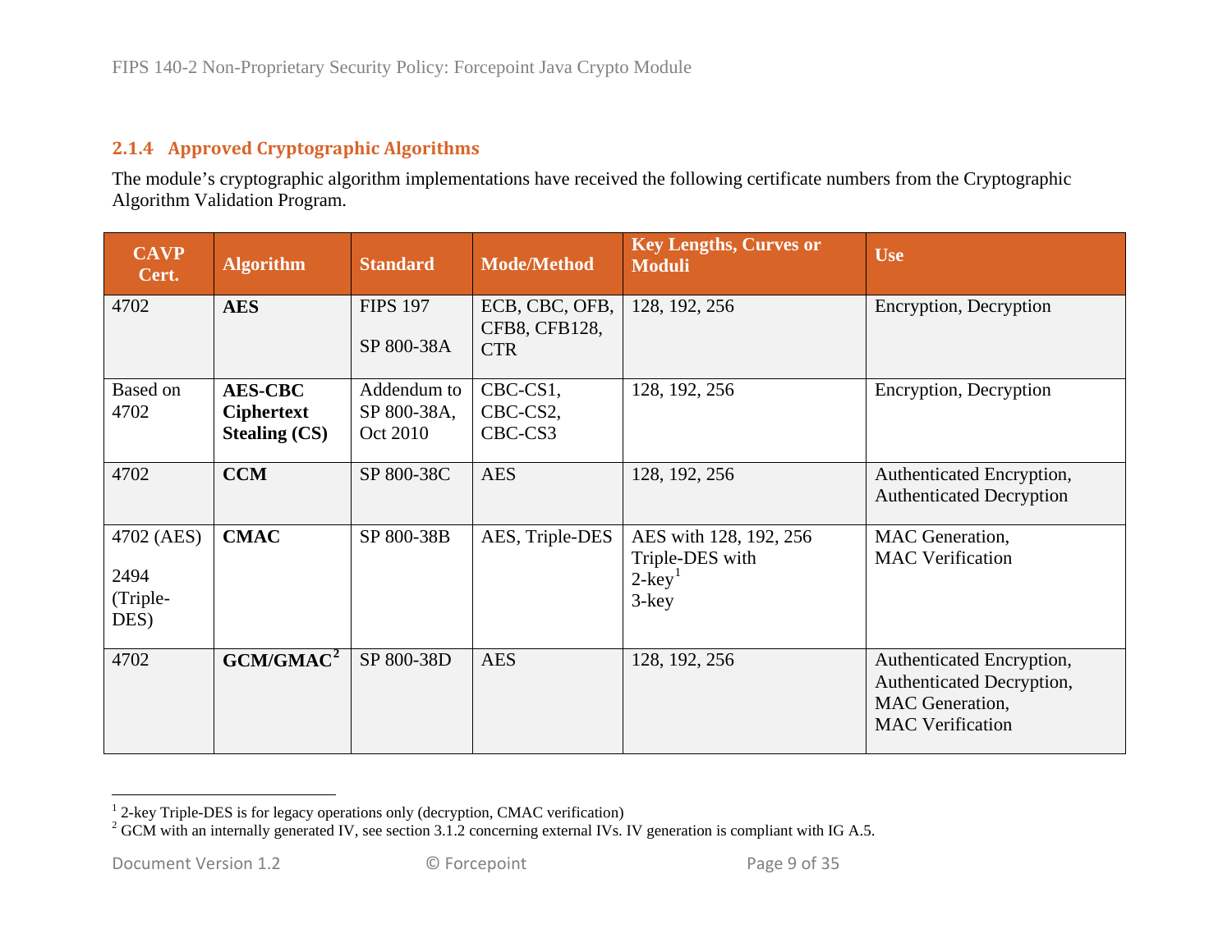### 2.1.4 Approved Cryptographic Algorithms

The module's cryptographic algorithm implementations have received the following certificate numbers from the Cryptographic Algorithm Validation Program.

| CAVP Cert. | Algorithm | Standard | Mode/Method | Key Lengths, Curves or Moduli | Use |
|---|---|---|---|---|---|
| 4702 | **AES** | FIPS 197<br><br>SP 800-38A | ECB, CBC, OFB, CFB8, CFB128, CTR | 128, 192, 256 | Encryption, Decryption |
| Based on 4702 | **AES-CBC Ciphertext Stealing (CS)** | Addendum to SP 800-38A, Oct 2010 | CBC-CS1, CBC-CS2, CBC-CS3 | 128, 192, 256 | Encryption, Decryption |
| 4702 | **CCM** | SP 800-38C | AES | 128, 192, 256 | Authenticated Encryption, Authenticated Decryption |
| 4702 (AES)<br><br>2494 (Triple-DES) | **CMAC** | SP 800-38B | AES, Triple-DES | AES with 128, 192, 256<br>Triple-DES with<br>2-key[1]<br>3-key | MAC Generation,<br>MAC Verification |
| 4702 | **GCM/GMAC[2]** | SP 800-38D | AES | 128, 192, 256 | Authenticated Encryption, Authenticated Decryption, MAC Generation, MAC Verification |

[1] 2-key Triple-DES is for legacy operations only (decryption, CMAC verification)

[2] GCM with an internally generated IV, see section 3.1.2 concerning external IVs. IV generation is compliant with IG A.5.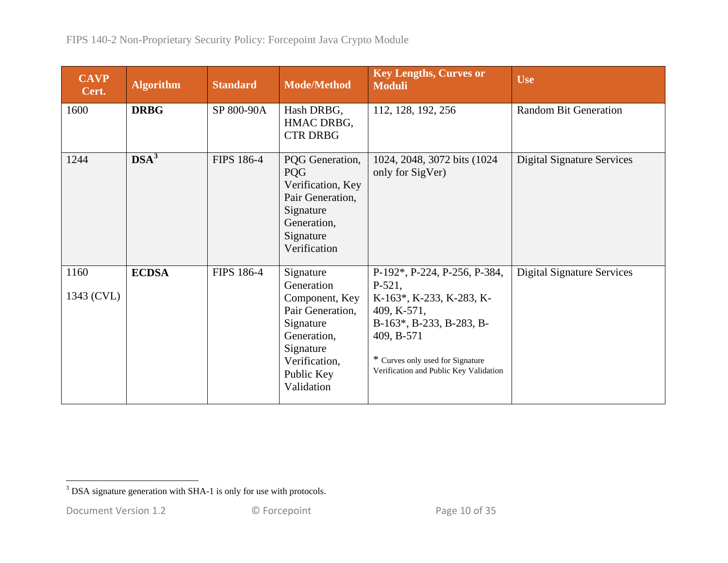| CAVP Cert. | Algorithm | Standard | Mode/Method | Key Lengths, Curves or Moduli | Use |
|---|---|---|---|---|---|
| 1600 | **DRBG** | SP 800-90A | Hash DRBG, HMAC DRBG, CTR DRBG | 112, 128, 192, 256 | Random Bit Generation |
| 1244 | **DSA**[3] | FIPS 186-4 | PQG Generation, PQG Verification, Key Pair Generation, Signature Generation, Signature Verification | 1024, 2048, 3072 bits (1024 only for SigVer) | Digital Signature Services |
| 1160<br><br>1343 (CVL) | **ECDSA** | FIPS 186-4 | Signature Generation Component, Key Pair Generation, Signature Generation, Signature Verification, Public Key Validation | P-192*, P-224, P-256, P-384, P-521,<br>K-163*, K-233, K-283, K-409, K-571,<br>B-163*, B-233, B-283, B-409, B-571<br><br>* Curves only used for Signature Verification and Public Key Validation | Digital Signature Services |

[3] DSA signature generation with SHA-1 is only for use with protocols.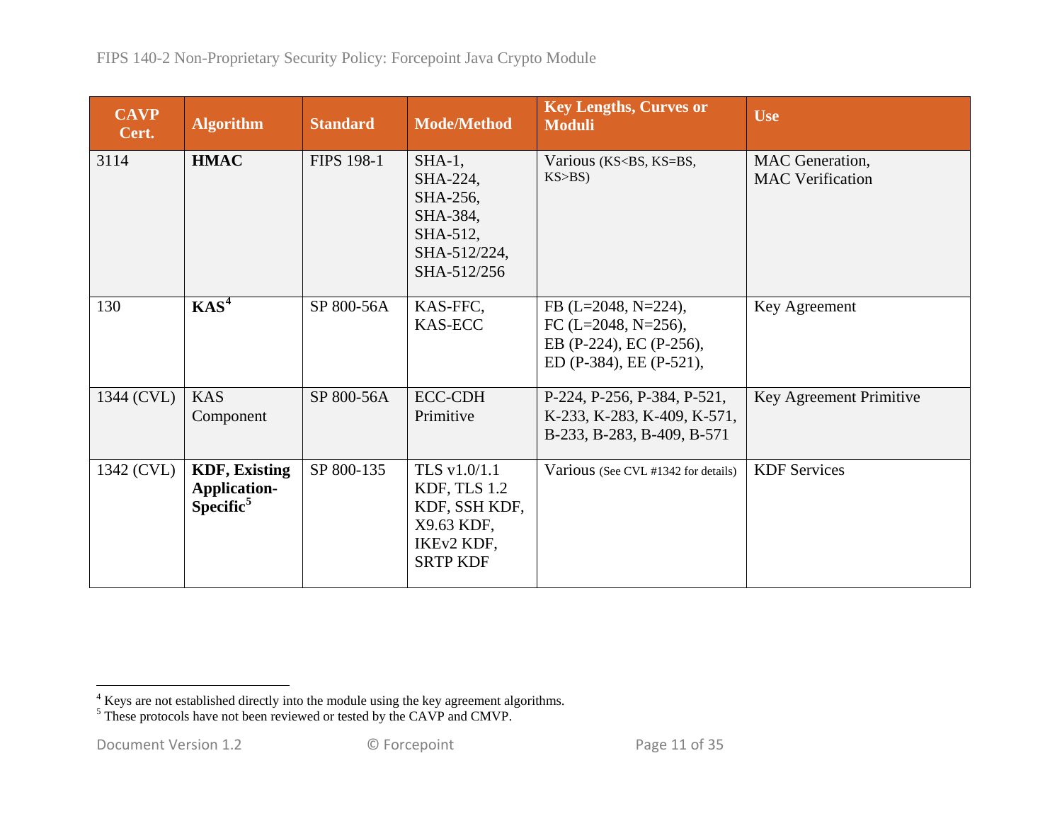| CAVP Cert. | Algorithm | Standard | Mode/Method | Key Lengths, Curves or Moduli | Use |
|---|---|---|---|---|---|
| 3114 | **HMAC** | FIPS 198-1 | SHA-1, SHA-224, SHA-256, SHA-384, SHA-512, SHA-512/224, SHA-512/256 | Various (KS<BS, KS=BS, KS>BS) | MAC Generation, MAC Verification |
| 130 | **KAS**[4] | SP 800-56A | KAS-FFC, KAS-ECC | FB (L=2048, N=224), FC (L=2048, N=256), EB (P-224), EC (P-256), ED (P-384), EE (P-521), | Key Agreement |
| 1344 (CVL) | KAS Component | SP 800-56A | ECC-CDH Primitive | P-224, P-256, P-384, P-521, K-233, K-283, K-409, K-571, B-233, B-283, B-409, B-571 | Key Agreement Primitive |
| 1342 (CVL) | **KDF, Existing Application-Specific**[5] | SP 800-135 | TLS v1.0/1.1 KDF, TLS 1.2 KDF, SSH KDF, X9.63 KDF, IKEv2 KDF, SRTP KDF | Various (See CVL #1342 for details) | KDF Services |

[4] Keys are not established directly into the module using the key agreement algorithms.

[5] These protocols have not been reviewed or tested by the CAVP and CMVP.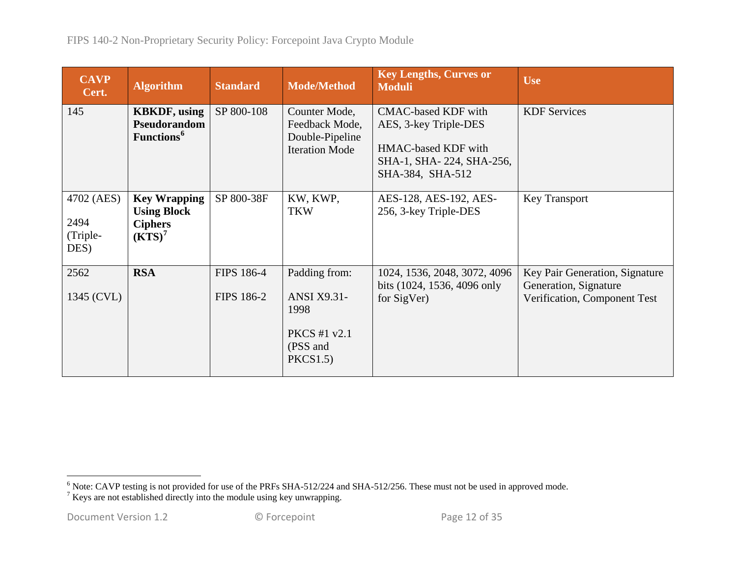| CAVP Cert. | Algorithm | Standard | Mode/Method | Key Lengths, Curves or Moduli | Use |
|---|---|---|---|---|---|
| 145 | **KBKDF, using Pseudorandom Functions**[6] | SP 800-108 | Counter Mode, Feedback Mode, Double-Pipeline Iteration Mode | CMAC-based KDF with AES, 3-key Triple-DES<br><br>HMAC-based KDF with SHA-1, SHA- 224, SHA-256, SHA-384, SHA-512 | KDF Services |
| 4702 (AES)<br><br>2494 (Triple-DES) | **Key Wrapping Using Block Ciphers (KTS)**[7] | SP 800-38F | KW, KWP, TKW | AES-128, AES-192, AES-256, 3-key Triple-DES | Key Transport |
| 2562<br><br>1345 (CVL) | **RSA** | FIPS 186-4<br><br>FIPS 186-2 | Padding from:<br><br>ANSI X9.31-1998<br><br>PKCS #1 v2.1 (PSS and PKCS1.5) | 1024, 1536, 2048, 3072, 4096 bits (1024, 1536, 4096 only for SigVer) | Key Pair Generation, Signature Generation, Signature Verification, Component Test |

[6] Note: CAVP testing is not provided for use of the PRFs SHA-512/224 and SHA-512/256. These must not be used in approved mode.

[7] Keys are not established directly into the module using key unwrapping.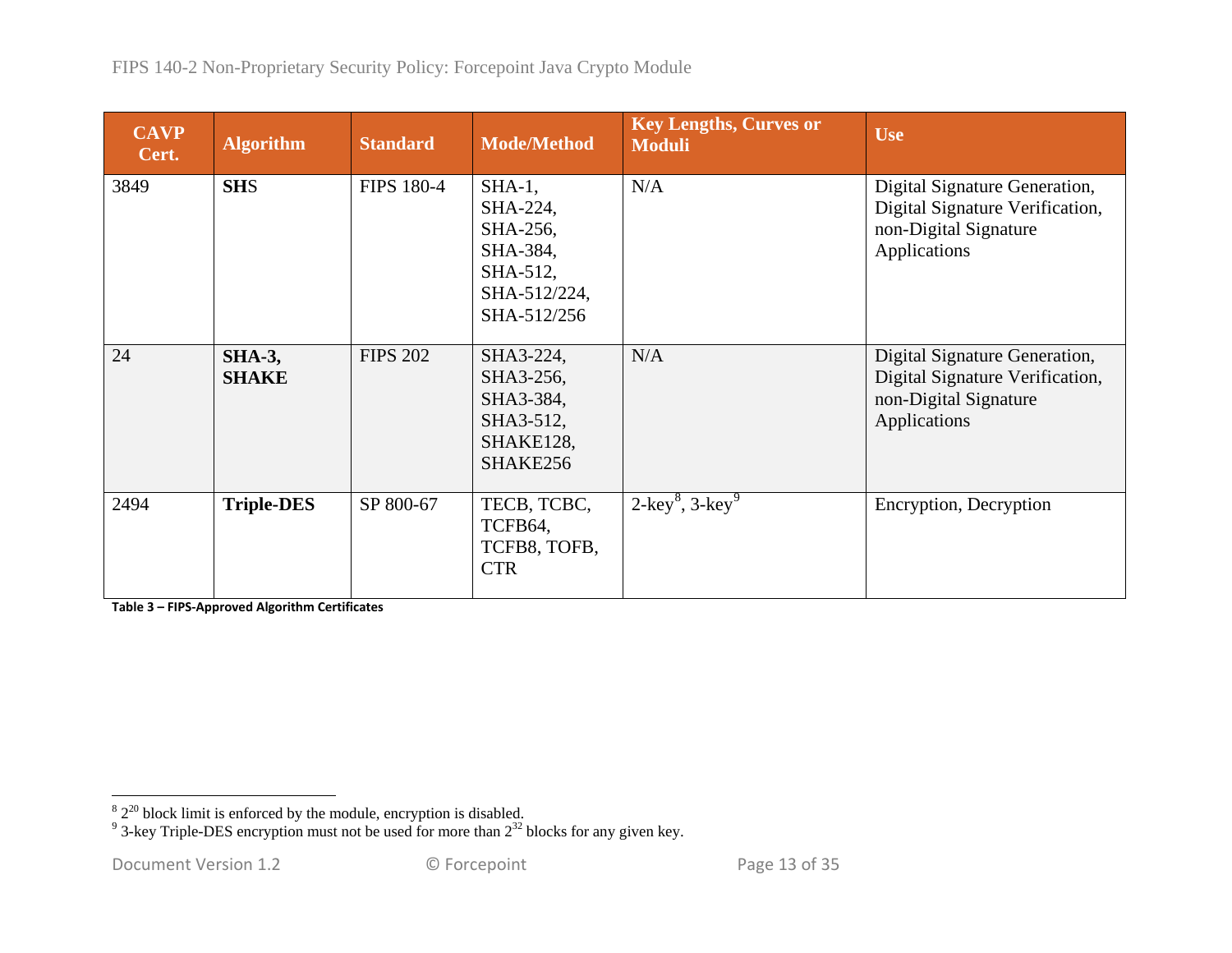| CAVP Cert. | Algorithm | Standard | Mode/Method | Key Lengths, Curves or Moduli | Use |
|---|---|---|---|---|---|
| 3849 | **SHS** | FIPS 180-4 | SHA-1, SHA-224, SHA-256, SHA-384, SHA-512, SHA-512/224, SHA-512/256 | N/A | Digital Signature Generation, Digital Signature Verification, non-Digital Signature Applications |
| 24 | **SHA-3, SHAKE** | FIPS 202 | SHA3-224, SHA3-256, SHA3-384, SHA3-512, SHAKE128, SHAKE256 | N/A | Digital Signature Generation, Digital Signature Verification, non-Digital Signature Applications |
| 2494 | **Triple-DES** | SP 800-67 | TECB, TCBC, TCFB64, TCFB8, TOFB, CTR | 2-key[8], 3-key[9] | Encryption, Decryption |

**Table 3 – FIPS-Approved Algorithm Certificates**

[8] $2^{20}$ block limit is enforced by the module, encryption is disabled.

[9] 3-key Triple-DES encryption must not be used for more than $2^{32}$ blocks for any given key.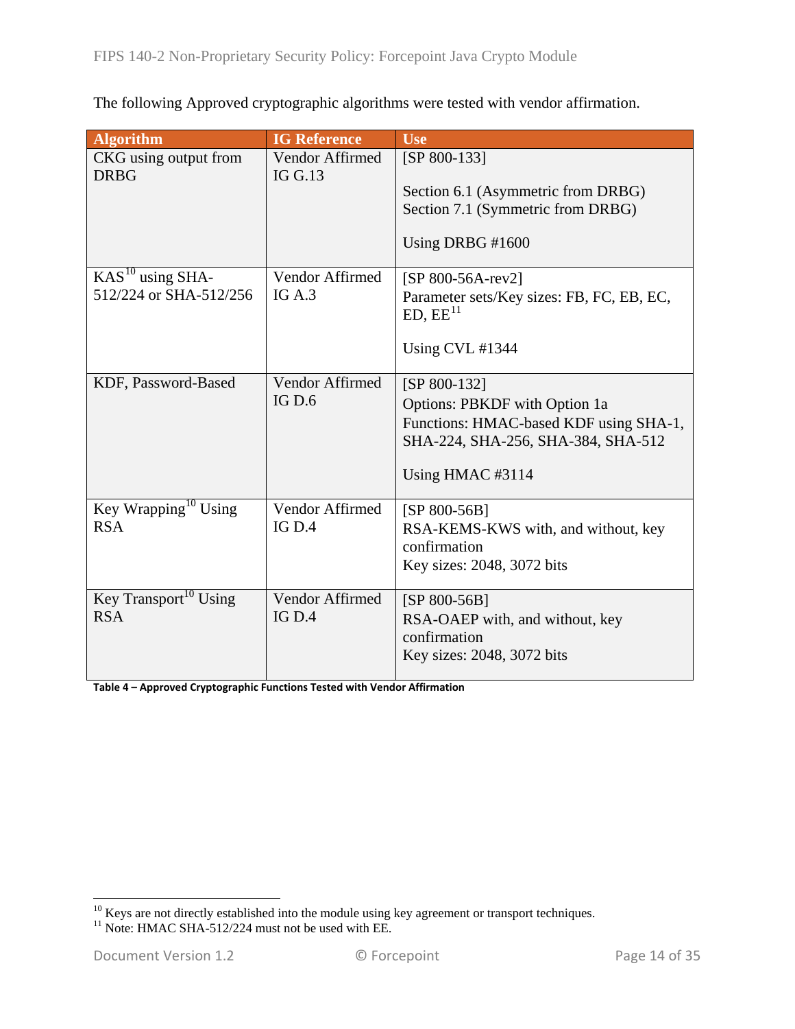The following Approved cryptographic algorithms were tested with vendor affirmation.

| Algorithm | IG Reference | Use |
|---|---|---|
| CKG using output from DRBG | Vendor Affirmed IG G.13 | [SP 800-133]<br><br>Section 6.1 (Asymmetric from DRBG)<br>Section 7.1 (Symmetric from DRBG)<br><br>Using DRBG #1600 |
| KAS[10] using SHA-512/224 or SHA-512/256 | Vendor Affirmed IG A.3 | [SP 800-56A-rev2]<br>Parameter sets/Key sizes: FB, FC, EB, EC, ED, EE[11]<br><br>Using CVL #1344 |
| KDF, Password-Based | Vendor Affirmed IG D.6 | [SP 800-132]<br>Options: PBKDF with Option 1a<br>Functions: HMAC-based KDF using SHA-1, SHA-224, SHA-256, SHA-384, SHA-512<br><br>Using HMAC #3114 |
| Key Wrapping[10] Using RSA | Vendor Affirmed IG D.4 | [SP 800-56B]<br>RSA-KEMS-KWS with, and without, key confirmation<br>Key sizes: 2048, 3072 bits |
| Key Transport[10] Using RSA | Vendor Affirmed IG D.4 | [SP 800-56B]<br>RSA-OAEP with, and without, key confirmation<br>Key sizes: 2048, 3072 bits |

**Table 4 – Approved Cryptographic Functions Tested with Vendor Affirmation**

[10] Keys are not directly established into the module using key agreement or transport techniques.
[11] Note: HMAC SHA-512/224 must not be used with EE.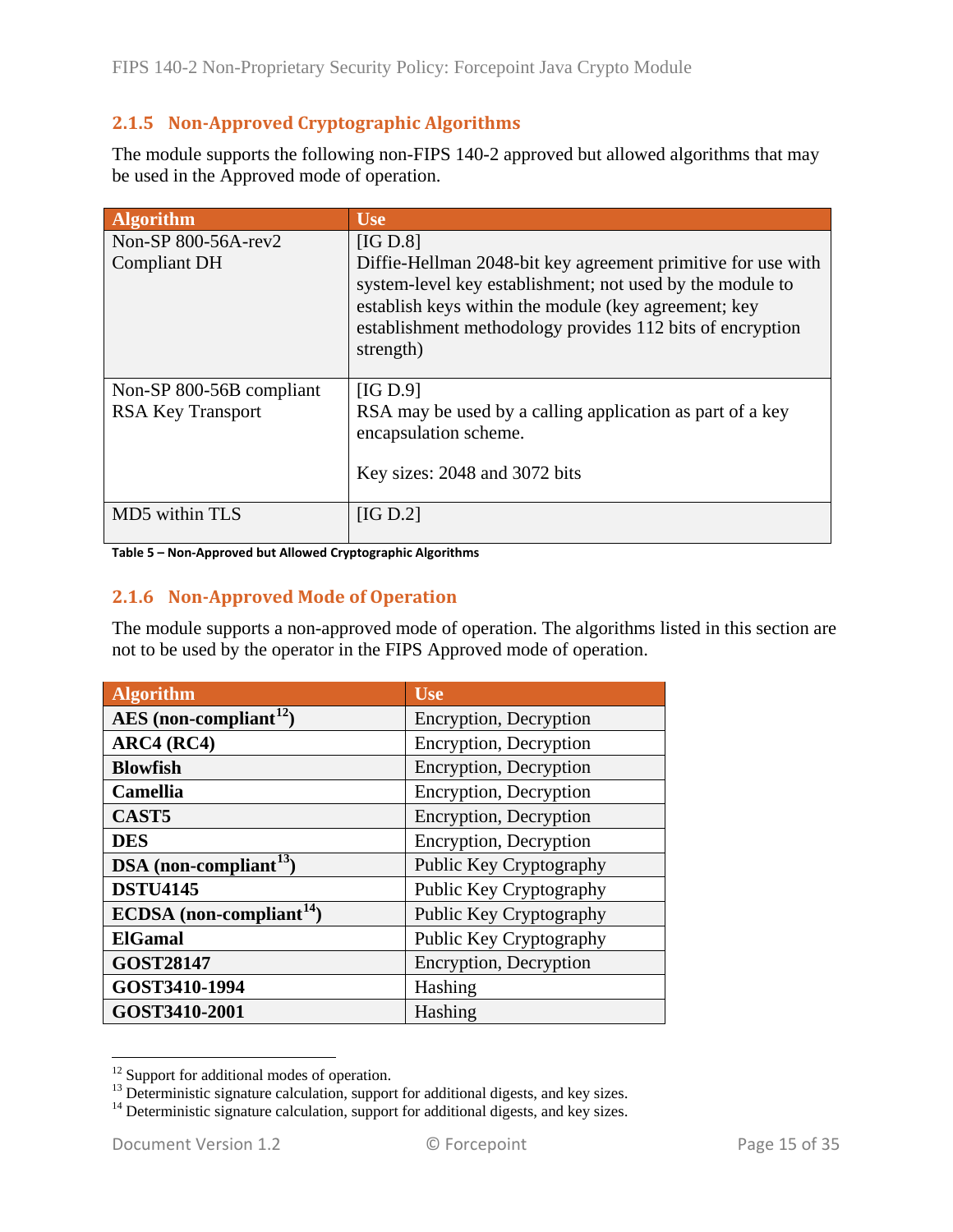### 2.1.5 Non-Approved Cryptographic Algorithms

The module supports the following non-FIPS 140-2 approved but allowed algorithms that may be used in the Approved mode of operation.

| Algorithm | Use |
|---|---|
| Non-SP 800-56A-rev2 Compliant DH | [IG D.8] Diffie-Hellman 2048-bit key agreement primitive for use with system-level key establishment; not used by the module to establish keys within the module (key agreement; key establishment methodology provides 112 bits of encryption strength) |
| Non-SP 800-56B compliant RSA Key Transport | [IG D.9] RSA may be used by a calling application as part of a key encapsulation scheme.<br><br>Key sizes: 2048 and 3072 bits |
| MD5 within TLS | [IG D.2] |

**Table 5 – Non-Approved but Allowed Cryptographic Algorithms**

### 2.1.6 Non-Approved Mode of Operation

The module supports a non-approved mode of operation. The algorithms listed in this section are not to be used by the operator in the FIPS Approved mode of operation.

| Algorithm | Use |
|---|---|
| **AES (non-compliant[12])** | Encryption, Decryption |
| **ARC4 (RC4)** | Encryption, Decryption |
| **Blowfish** | Encryption, Decryption |
| **Camellia** | Encryption, Decryption |
| **CAST5** | Encryption, Decryption |
| **DES** | Encryption, Decryption |
| **DSA (non-compliant[13])** | Public Key Cryptography |
| **DSTU4145** | Public Key Cryptography |
| **ECDSA (non-compliant[14])** | Public Key Cryptography |
| **ElGamal** | Public Key Cryptography |
| **GOST28147** | Encryption, Decryption |
| **GOST3410-1994** | Hashing |
| **GOST3410-2001** | Hashing |

[12] Support for additional modes of operation.
[13] Deterministic signature calculation, support for additional digests, and key sizes.
[14] Deterministic signature calculation, support for additional digests, and key sizes.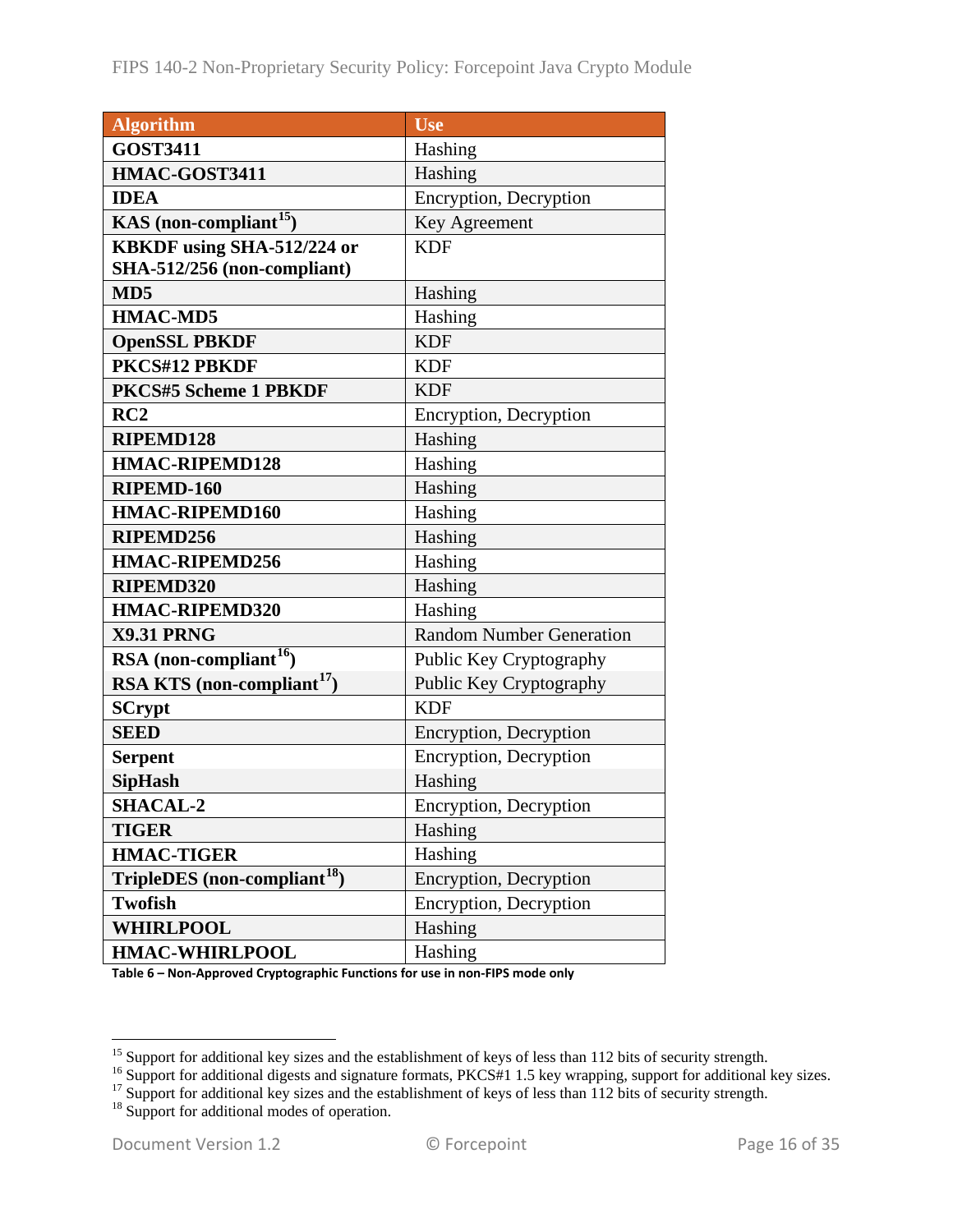| Algorithm | Use |
| --- | --- |
| **GOST3411** | Hashing |
| **HMAC-GOST3411** | Hashing |
| **IDEA** | Encryption, Decryption |
| **KAS (non-compliant[15])** | Key Agreement |
| **KBKDF using SHA-512/224 or SHA-512/256 (non-compliant)** | KDF |
| **MD5** | Hashing |
| **HMAC-MD5** | Hashing |
| **OpenSSL PBKDF** | KDF |
| **PKCS#12 PBKDF** | KDF |
| **PKCS#5 Scheme 1 PBKDF** | KDF |
| **RC2** | Encryption, Decryption |
| **RIPEMD128** | Hashing |
| **HMAC-RIPEMD128** | Hashing |
| **RIPEMD-160** | Hashing |
| **HMAC-RIPEMD160** | Hashing |
| **RIPEMD256** | Hashing |
| **HMAC-RIPEMD256** | Hashing |
| **RIPEMD320** | Hashing |
| **HMAC-RIPEMD320** | Hashing |
| **X9.31 PRNG** | Random Number Generation |
| **RSA (non-compliant[16])** | Public Key Cryptography |
| **RSA KTS (non-compliant[17])** | Public Key Cryptography |
| **SCrypt** | KDF |
| **SEED** | Encryption, Decryption |
| **Serpent** | Encryption, Decryption |
| **SipHash** | Hashing |
| **SHACAL-2** | Encryption, Decryption |
| **TIGER** | Hashing |
| **HMAC-TIGER** | Hashing |
| **TripleDES (non-compliant[18])** | Encryption, Decryption |
| **Twofish** | Encryption, Decryption |
| **WHIRLPOOL** | Hashing |
| **HMAC-WHIRLPOOL** | Hashing |

**Table 6 – Non-Approved Cryptographic Functions for use in non-FIPS mode only**

---

[15] Support for additional key sizes and the establishment of keys of less than 112 bits of security strength.
[16] Support for additional digests and signature formats, PKCS#1 1.5 key wrapping, support for additional key sizes.
[17] Support for additional key sizes and the establishment of keys of less than 112 bits of security strength.
[18] Support for additional modes of operation.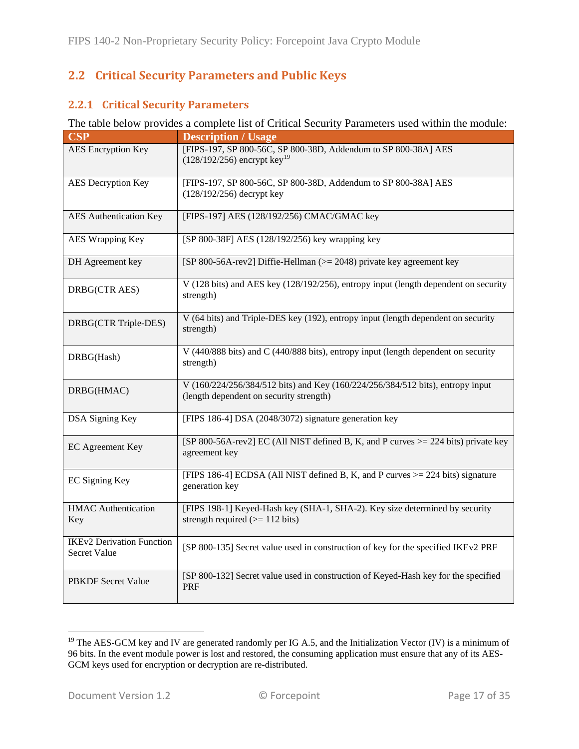## 2.2 Critical Security Parameters and Public Keys

### 2.2.1 Critical Security Parameters

The table below provides a complete list of Critical Security Parameters used within the module:

| CSP | Description / Usage |
|---|---|
| AES Encryption Key | [FIPS-197, SP 800-56C, SP 800-38D, Addendum to SP 800-38A] AES (128/192/256) encrypt key[19] |
| AES Decryption Key | [FIPS-197, SP 800-56C, SP 800-38D, Addendum to SP 800-38A] AES (128/192/256) decrypt key |
| AES Authentication Key | [FIPS-197] AES (128/192/256) CMAC/GMAC key |
| AES Wrapping Key | [SP 800-38F] AES (128/192/256) key wrapping key |
| DH Agreement key | [SP 800-56A-rev2] Diffie-Hellman (>= 2048) private key agreement key |
| DRBG(CTR AES) | V (128 bits) and AES key (128/192/256), entropy input (length dependent on security strength) |
| DRBG(CTR Triple-DES) | V (64 bits) and Triple-DES key (192), entropy input (length dependent on security strength) |
| DRBG(Hash) | V (440/888 bits) and C (440/888 bits), entropy input (length dependent on security strength) |
| DRBG(HMAC) | V (160/224/256/384/512 bits) and Key (160/224/256/384/512 bits), entropy input (length dependent on security strength) |
| DSA Signing Key | [FIPS 186-4] DSA (2048/3072) signature generation key |
| EC Agreement Key | [SP 800-56A-rev2] EC (All NIST defined B, K, and P curves >= 224 bits) private key agreement key |
| EC Signing Key | [FIPS 186-4] ECDSA (All NIST defined B, K, and P curves >= 224 bits) signature generation key |
| HMAC Authentication Key | [FIPS 198-1] Keyed-Hash key (SHA-1, SHA-2). Key size determined by security strength required (>= 112 bits) |
| IKEv2 Derivation Function Secret Value | [SP 800-135] Secret value used in construction of key for the specified IKEv2 PRF |
| PBKDF Secret Value | [SP 800-132] Secret value used in construction of Keyed-Hash key for the specified PRF |

[19] The AES-GCM key and IV are generated randomly per IG A.5, and the Initialization Vector (IV) is a minimum of 96 bits. In the event module power is lost and restored, the consuming application must ensure that any of its AES-GCM keys used for encryption or decryption are re-distributed.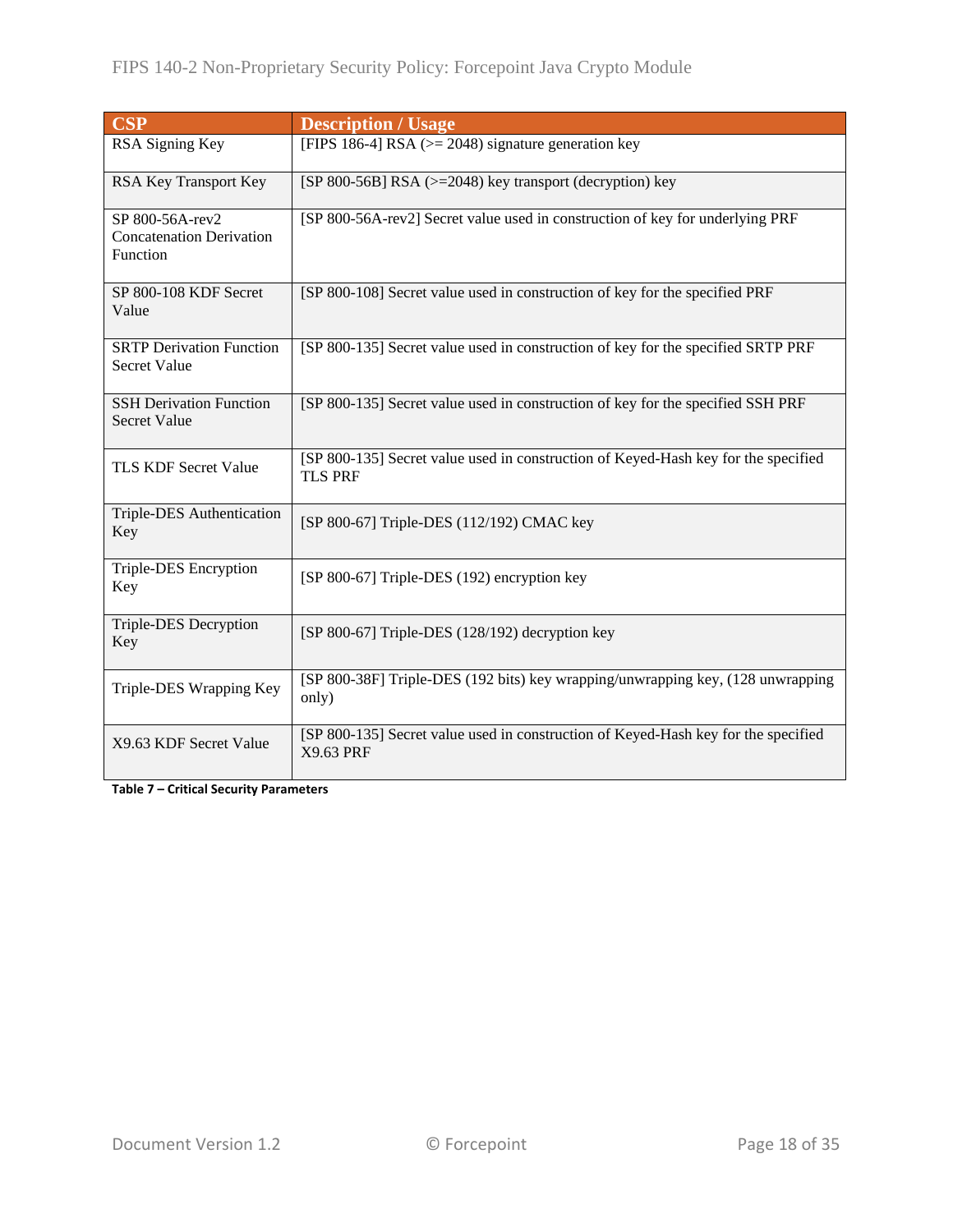| CSP | Description / Usage |
| --- | --- |
| RSA Signing Key | [FIPS 186-4] RSA (>= 2048) signature generation key |
| RSA Key Transport Key | [SP 800-56B] RSA (>=2048) key transport (decryption) key |
| SP 800-56A-rev2 Concatenation Derivation Function | [SP 800-56A-rev2] Secret value used in construction of key for underlying PRF |
| SP 800-108 KDF Secret Value | [SP 800-108] Secret value used in construction of key for the specified PRF |
| SRTP Derivation Function Secret Value | [SP 800-135] Secret value used in construction of key for the specified SRTP PRF |
| SSH Derivation Function Secret Value | [SP 800-135] Secret value used in construction of key for the specified SSH PRF |
| TLS KDF Secret Value | [SP 800-135] Secret value used in construction of Keyed-Hash key for the specified TLS PRF |
| Triple-DES Authentication Key | [SP 800-67] Triple-DES (112/192) CMAC key |
| Triple-DES Encryption Key | [SP 800-67] Triple-DES (192) encryption key |
| Triple-DES Decryption Key | [SP 800-67] Triple-DES (128/192) decryption key |
| Triple-DES Wrapping Key | [SP 800-38F] Triple-DES (192 bits) key wrapping/unwrapping key, (128 unwrapping only) |
| X9.63 KDF Secret Value | [SP 800-135] Secret value used in construction of Keyed-Hash key for the specified X9.63 PRF |

**Table 7 – Critical Security Parameters**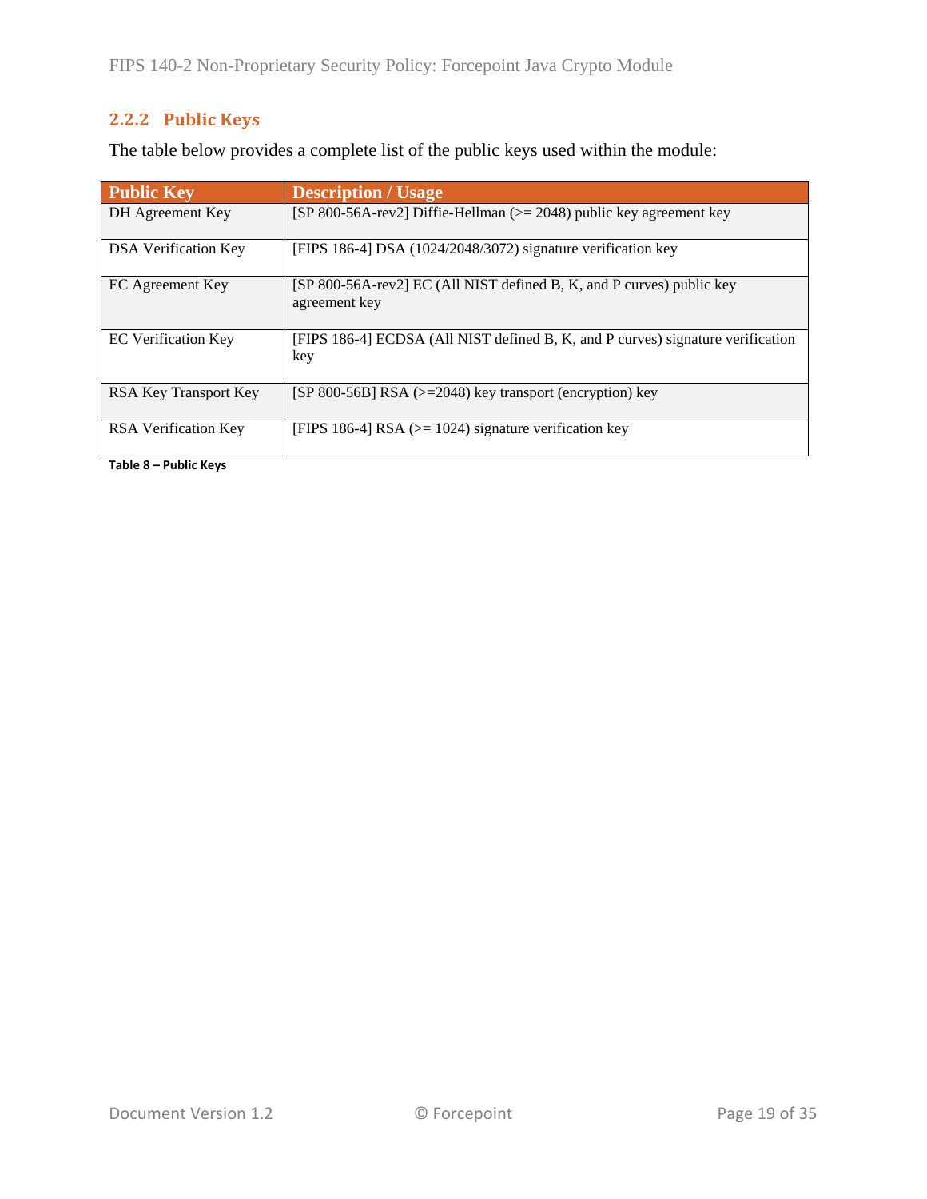### 2.2.2 Public Keys

The table below provides a complete list of the public keys used within the module:

| Public Key | Description / Usage |
|---|---|
| DH Agreement Key | [SP 800-56A-rev2] Diffie-Hellman (>= 2048) public key agreement key |
| DSA Verification Key | [FIPS 186-4] DSA (1024/2048/3072) signature verification key |
| EC Agreement Key | [SP 800-56A-rev2] EC (All NIST defined B, K, and P curves) public key agreement key |
| EC Verification Key | [FIPS 186-4] ECDSA (All NIST defined B, K, and P curves) signature verification key |
| RSA Key Transport Key | [SP 800-56B] RSA (>=2048) key transport (encryption) key |
| RSA Verification Key | [FIPS 186-4] RSA (>= 1024) signature verification key |

**Table 8 – Public Keys**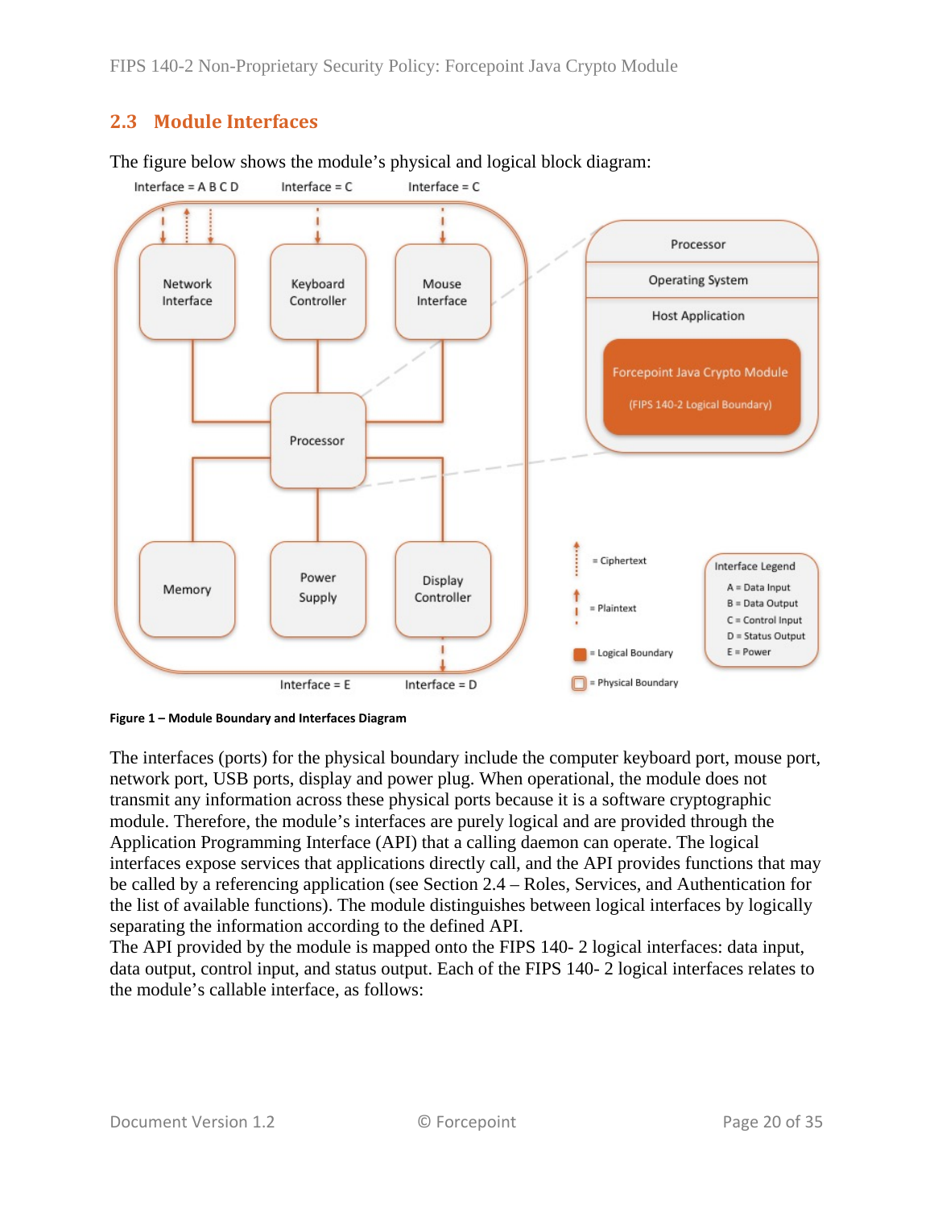## 2.3 Module Interfaces

The figure below shows the module's physical and logical block diagram:

**Figure 1 – Module Boundary and Interfaces Diagram**

The interfaces (ports) for the physical boundary include the computer keyboard port, mouse port, network port, USB ports, display and power plug. When operational, the module does not transmit any information across these physical ports because it is a software cryptographic module. Therefore, the module's interfaces are purely logical and are provided through the Application Programming Interface (API) that a calling daemon can operate. The logical interfaces expose services that applications directly call, and the API provides functions that may be called by a referencing application (see Section 2.4 – Roles, Services, and Authentication for the list of available functions). The module distinguishes between logical interfaces by logically separating the information according to the defined API.
The API provided by the module is mapped onto the FIPS 140- 2 logical interfaces: data input, data output, control input, and status output. Each of the FIPS 140- 2 logical interfaces relates to the module's callable interface, as follows: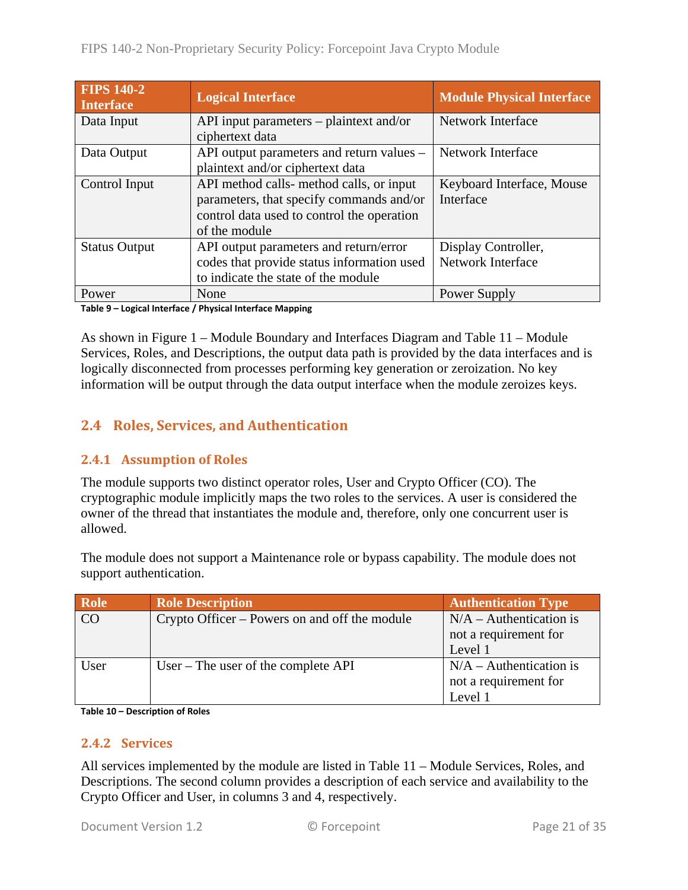| FIPS 140-2 Interface | Logical Interface | Module Physical Interface |
|---|---|---|
| Data Input | API input parameters – plaintext and/or ciphertext data | Network Interface |
| Data Output | API output parameters and return values – plaintext and/or ciphertext data | Network Interface |
| Control Input | API method calls- method calls, or input parameters, that specify commands and/or control data used to control the operation of the module | Keyboard Interface, Mouse Interface |
| Status Output | API output parameters and return/error codes that provide status information used to indicate the state of the module | Display Controller, Network Interface |
| Power | None | Power Supply |

**Table 9 – Logical Interface / Physical Interface Mapping**

As shown in Figure 1 – Module Boundary and Interfaces Diagram and Table 11 – Module Services, Roles, and Descriptions, the output data path is provided by the data interfaces and is logically disconnected from processes performing key generation or zeroization. No key information will be output through the data output interface when the module zeroizes keys.

## 2.4 Roles, Services, and Authentication

### 2.4.1 Assumption of Roles

The module supports two distinct operator roles, User and Crypto Officer (CO). The cryptographic module implicitly maps the two roles to the services. A user is considered the owner of the thread that instantiates the module and, therefore, only one concurrent user is allowed.

The module does not support a Maintenance role or bypass capability. The module does not support authentication.

| Role | Role Description | Authentication Type |
|---|---|---|
| CO | Crypto Officer – Powers on and off the module | N/A – Authentication is not a requirement for Level 1 |
| User | User – The user of the complete API | N/A – Authentication is not a requirement for Level 1 |

**Table 10 – Description of Roles**

### 2.4.2 Services

All services implemented by the module are listed in Table 11 – Module Services, Roles, and Descriptions. The second column provides a description of each service and availability to the Crypto Officer and User, in columns 3 and 4, respectively.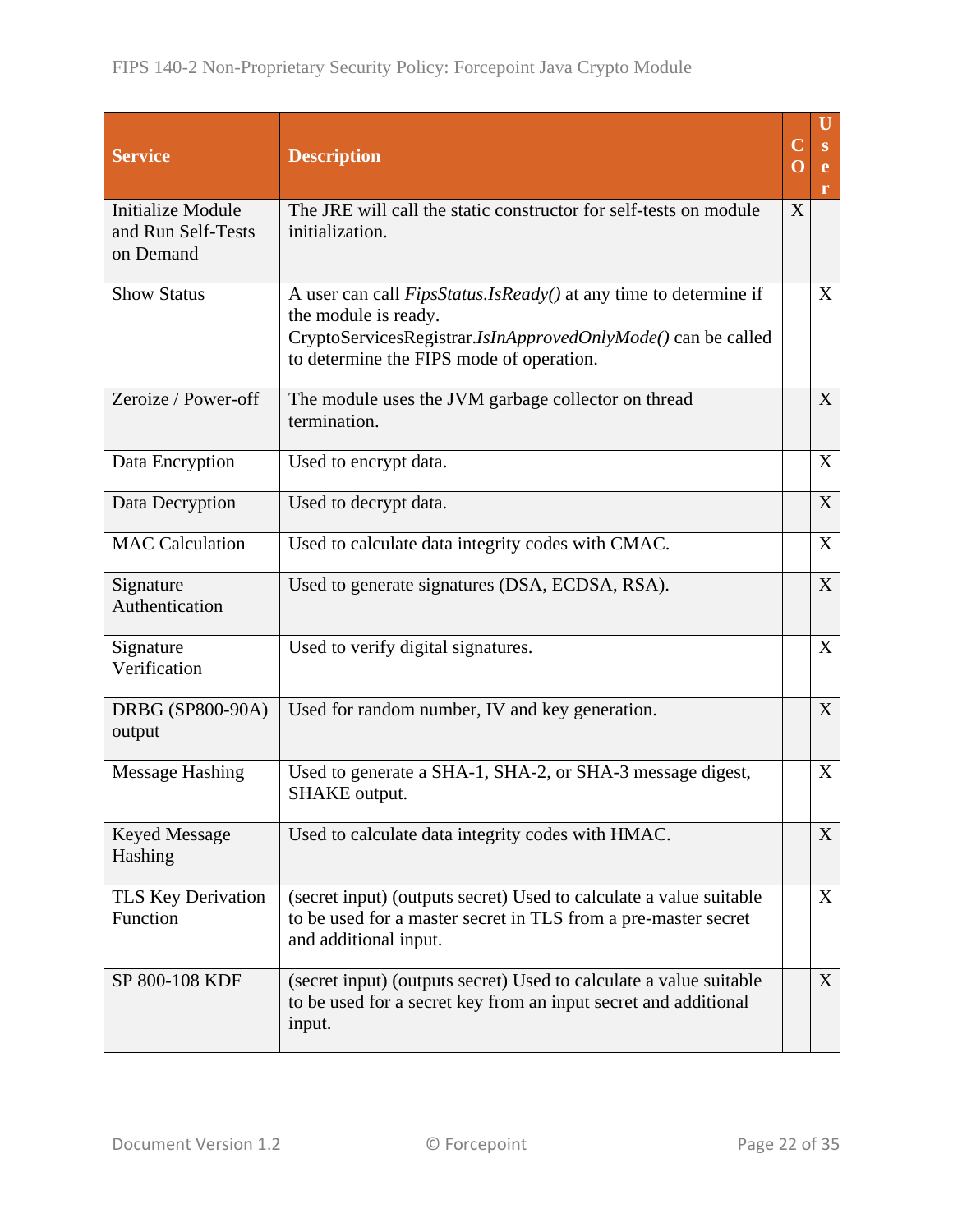| Service | Description | CO | User |
|---|---|---|---|
| Initialize Module and Run Self-Tests on Demand | The JRE will call the static constructor for self-tests on module initialization. | X | |
| Show Status | A user can call *FipsStatus.IsReady()* at any time to determine if the module is ready. CryptoServicesRegistrar.*IsInApprovedOnlyMode()* can be called to determine the FIPS mode of operation. | | X |
| Zeroize / Power-off | The module uses the JVM garbage collector on thread termination. | | X |
| Data Encryption | Used to encrypt data. | | X |
| Data Decryption | Used to decrypt data. | | X |
| MAC Calculation | Used to calculate data integrity codes with CMAC. | | X |
| Signature Authentication | Used to generate signatures (DSA, ECDSA, RSA). | | X |
| Signature Verification | Used to verify digital signatures. | | X |
| DRBG (SP800-90A) output | Used for random number, IV and key generation. | | X |
| Message Hashing | Used to generate a SHA-1, SHA-2, or SHA-3 message digest, SHAKE output. | | X |
| Keyed Message Hashing | Used to calculate data integrity codes with HMAC. | | X |
| TLS Key Derivation Function | (secret input) (outputs secret) Used to calculate a value suitable to be used for a master secret in TLS from a pre-master secret and additional input. | | X |
| SP 800-108 KDF | (secret input) (outputs secret) Used to calculate a value suitable to be used for a secret key from an input secret and additional input. | | X |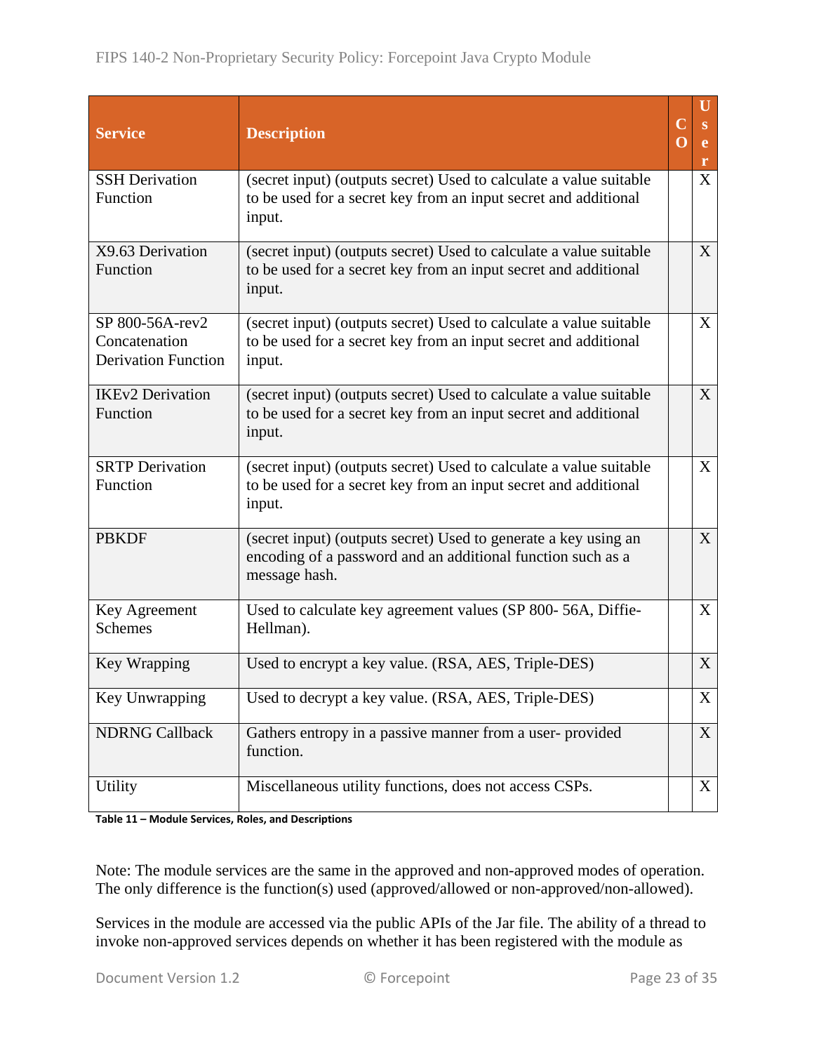| Service | Description | CO | User |
|---|---|---|---|
| SSH Derivation Function | (secret input) (outputs secret) Used to calculate a value suitable to be used for a secret key from an input secret and additional input. | | X |
| X9.63 Derivation Function | (secret input) (outputs secret) Used to calculate a value suitable to be used for a secret key from an input secret and additional input. | | X |
| SP 800-56A-rev2 Concatenation Derivation Function | (secret input) (outputs secret) Used to calculate a value suitable to be used for a secret key from an input secret and additional input. | | X |
| IKEv2 Derivation Function | (secret input) (outputs secret) Used to calculate a value suitable to be used for a secret key from an input secret and additional input. | | X |
| SRTP Derivation Function | (secret input) (outputs secret) Used to calculate a value suitable to be used for a secret key from an input secret and additional input. | | X |
| PBKDF | (secret input) (outputs secret) Used to generate a key using an encoding of a password and an additional function such as a message hash. | | X |
| Key Agreement Schemes | Used to calculate key agreement values (SP 800- 56A, Diffie-Hellman). | | X |
| Key Wrapping | Used to encrypt a key value. (RSA, AES, Triple-DES) | | X |
| Key Unwrapping | Used to decrypt a key value. (RSA, AES, Triple-DES) | | X |
| NDRNG Callback | Gathers entropy in a passive manner from a user- provided function. | | X |
| Utility | Miscellaneous utility functions, does not access CSPs. | | X |

**Table 11 – Module Services, Roles, and Descriptions**

Note: The module services are the same in the approved and non-approved modes of operation. The only difference is the function(s) used (approved/allowed or non-approved/non-allowed).

Services in the module are accessed via the public APIs of the Jar file. The ability of a thread to invoke non-approved services depends on whether it has been registered with the module as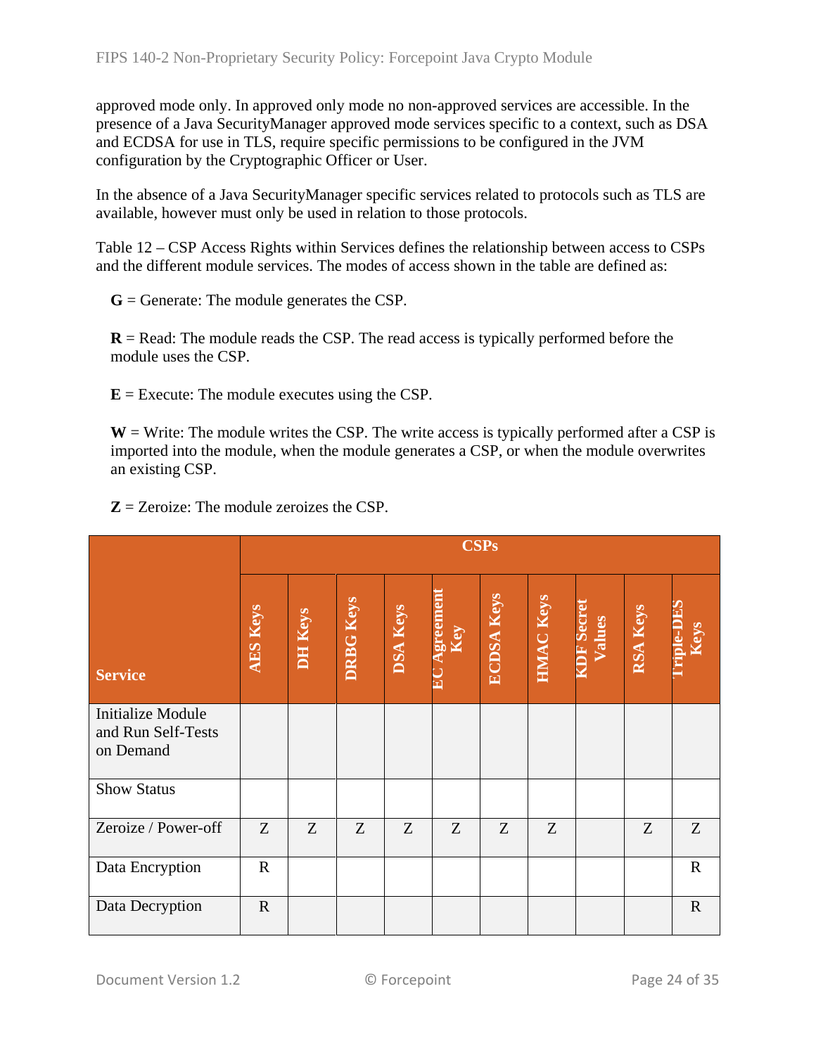approved mode only. In approved only mode no non-approved services are accessible. In the presence of a Java SecurityManager approved mode services specific to a context, such as DSA and ECDSA for use in TLS, require specific permissions to be configured in the JVM configuration by the Cryptographic Officer or User.

In the absence of a Java SecurityManager specific services related to protocols such as TLS are available, however must only be used in relation to those protocols.

Table 12 – CSP Access Rights within Services defines the relationship between access to CSPs and the different module services. The modes of access shown in the table are defined as:

**G** = Generate: The module generates the CSP.

**R** = Read: The module reads the CSP. The read access is typically performed before the module uses the CSP.

**E** = Execute: The module executes using the CSP.

**W** = Write: The module writes the CSP. The write access is typically performed after a CSP is imported into the module, when the module generates a CSP, or when the module overwrites an existing CSP.

**Z** = Zeroize: The module zeroizes the CSP.

| Service | CSPs | | | | | | | | | |
|---|---|---|---|---|---|---|---|---|---|---|
| | AES Keys | DH Keys | DRBG Keys | DSA Keys | EC Agreement Key | ECDSA Keys | HMAC Keys | KDF Secret Values | RSA Keys | Triple-DES Keys |
| Initialize Module and Run Self-Tests on Demand | | | | | | | | | | |
| Show Status | | | | | | | | | | |
| Zeroize / Power-off | Z | Z | Z | Z | Z | Z | Z | | Z | Z |
| Data Encryption | R | | | | | | | | | R |
| Data Decryption | R | | | | | | | | | R |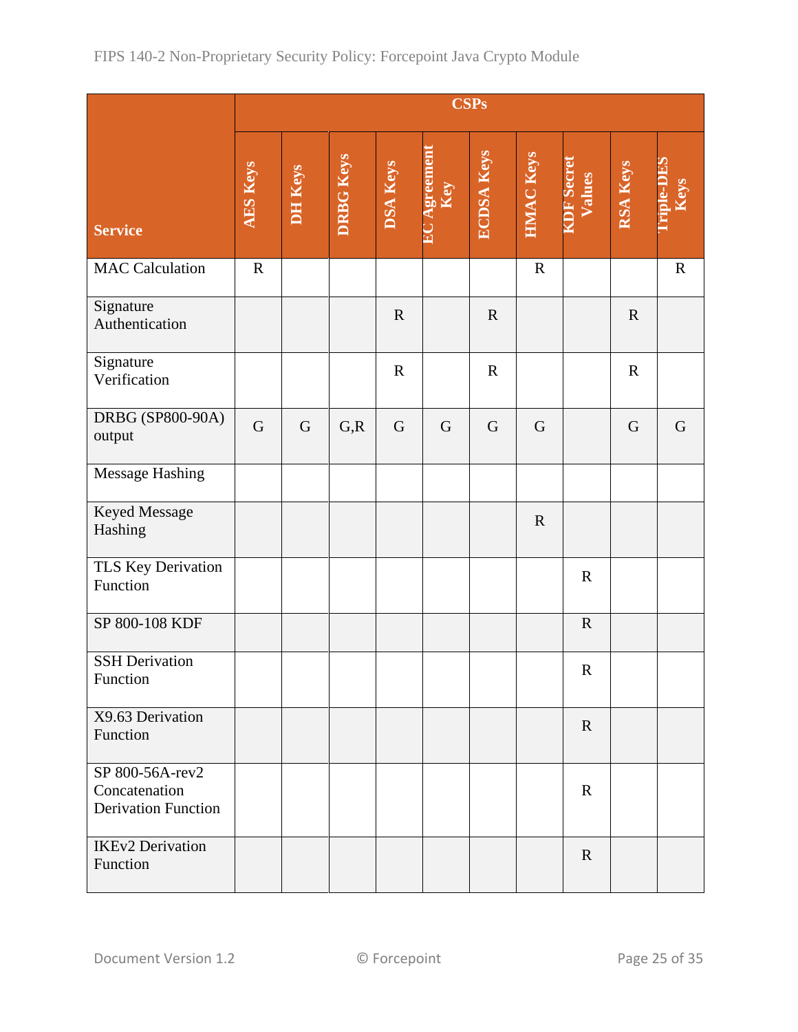| Service | CSPs | | | | | | | | | |
|---|---|---|---|---|---|---|---|---|---|---|
| | AES Keys | DH Keys | DRBG Keys | DSA Keys | EC Agreement Key | ECDSA Keys | HMAC Keys | KDF Secret Values | RSA Keys | Triple-DES Keys |
| MAC Calculation | R | | | | | | R | | | R |
| Signature Authentication | | | | R | | R | | | R | |
| Signature Verification | | | | R | | R | | | R | |
| DRBG (SP800-90A) output | G | G | G,R | G | G | G | G | | G | G |
| Message Hashing | | | | | | | | | | |
| Keyed Message Hashing | | | | | | | R | | | |
| TLS Key Derivation Function | | | | | | | | R | | |
| SP 800-108 KDF | | | | | | | | R | | |
| SSH Derivation Function | | | | | | | | R | | |
| X9.63 Derivation Function | | | | | | | | R | | |
| SP 800-56A-rev2 Concatenation Derivation Function | | | | | | | | R | | |
| IKEv2 Derivation Function | | | | | | | | R | | |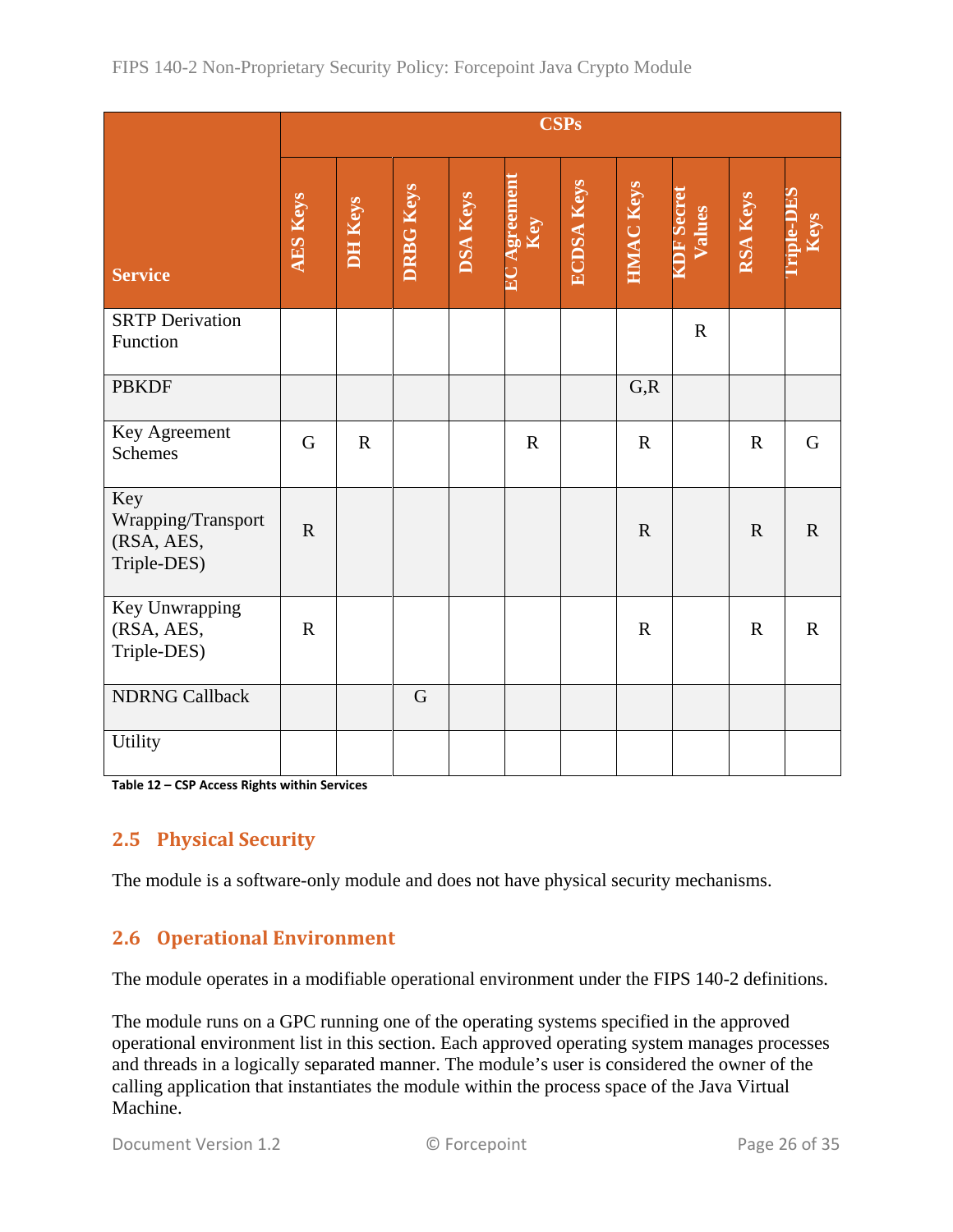| Service | CSPs | | | | | | | | | |
|---|---|---|---|---|---|---|---|---|---|---|
| | AES Keys | DH Keys | DRBG Keys | DSA Keys | EC Agreement Key | ECDSA Keys | HMAC Keys | KDF Secret Values | RSA Keys | Triple-DES Keys |
| SRTP Derivation Function | | | | | | | | R | | |
| PBKDF | | | | | | | G,R | | | |
| Key Agreement Schemes | G | R | | | R | | R | | R | G |
| Key Wrapping/Transport (RSA, AES, Triple-DES) | R | | | | | | R | | R | R |
| Key Unwrapping (RSA, AES, Triple-DES) | R | | | | | | R | | R | R |
| NDRNG Callback | | | G | | | | | | | |
| Utility | | | | | | | | | | |

**Table 12 – CSP Access Rights within Services**

## 2.5 Physical Security

The module is a software-only module and does not have physical security mechanisms.

## 2.6 Operational Environment

The module operates in a modifiable operational environment under the FIPS 140-2 definitions.

The module runs on a GPC running one of the operating systems specified in the approved operational environment list in this section. Each approved operating system manages processes and threads in a logically separated manner. The module's user is considered the owner of the calling application that instantiates the module within the process space of the Java Virtual Machine.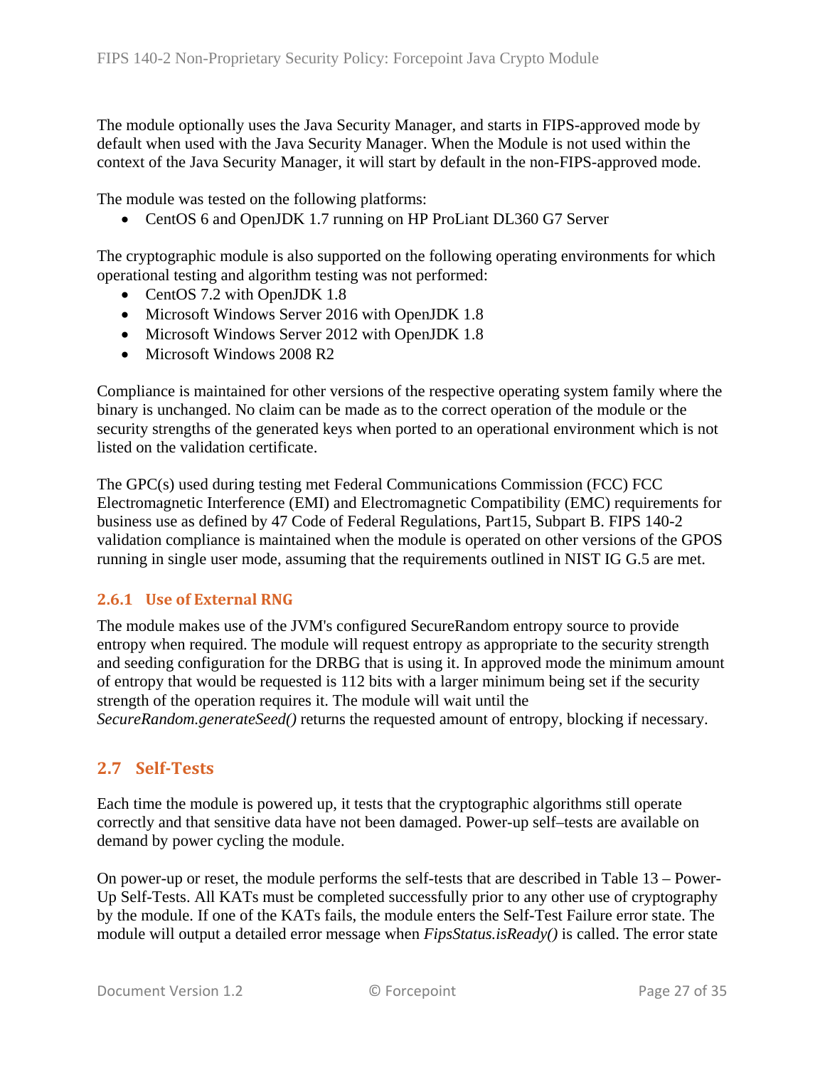The module optionally uses the Java Security Manager, and starts in FIPS-approved mode by default when used with the Java Security Manager. When the Module is not used within the context of the Java Security Manager, it will start by default in the non-FIPS-approved mode.

The module was tested on the following platforms:

- CentOS 6 and OpenJDK 1.7 running on HP ProLiant DL360 G7 Server

The cryptographic module is also supported on the following operating environments for which operational testing and algorithm testing was not performed:

- CentOS 7.2 with OpenJDK 1.8
- Microsoft Windows Server 2016 with OpenJDK 1.8
- Microsoft Windows Server 2012 with OpenJDK 1.8
- Microsoft Windows 2008 R2

Compliance is maintained for other versions of the respective operating system family where the binary is unchanged. No claim can be made as to the correct operation of the module or the security strengths of the generated keys when ported to an operational environment which is not listed on the validation certificate.

The GPC(s) used during testing met Federal Communications Commission (FCC) FCC Electromagnetic Interference (EMI) and Electromagnetic Compatibility (EMC) requirements for business use as defined by 47 Code of Federal Regulations, Part15, Subpart B. FIPS 140-2 validation compliance is maintained when the module is operated on other versions of the GPOS running in single user mode, assuming that the requirements outlined in NIST IG G.5 are met.

### 2.6.1 Use of External RNG

The module makes use of the JVM's configured SecureRandom entropy source to provide entropy when required. The module will request entropy as appropriate to the security strength and seeding configuration for the DRBG that is using it. In approved mode the minimum amount of entropy that would be requested is 112 bits with a larger minimum being set if the security strength of the operation requires it. The module will wait until the *SecureRandom.generateSeed()* returns the requested amount of entropy, blocking if necessary.

## 2.7 Self-Tests

Each time the module is powered up, it tests that the cryptographic algorithms still operate correctly and that sensitive data have not been damaged. Power-up self–tests are available on demand by power cycling the module.

On power-up or reset, the module performs the self-tests that are described in Table 13 – Power-Up Self-Tests. All KATs must be completed successfully prior to any other use of cryptography by the module. If one of the KATs fails, the module enters the Self-Test Failure error state. The module will output a detailed error message when *FipsStatus.isReady()* is called. The error state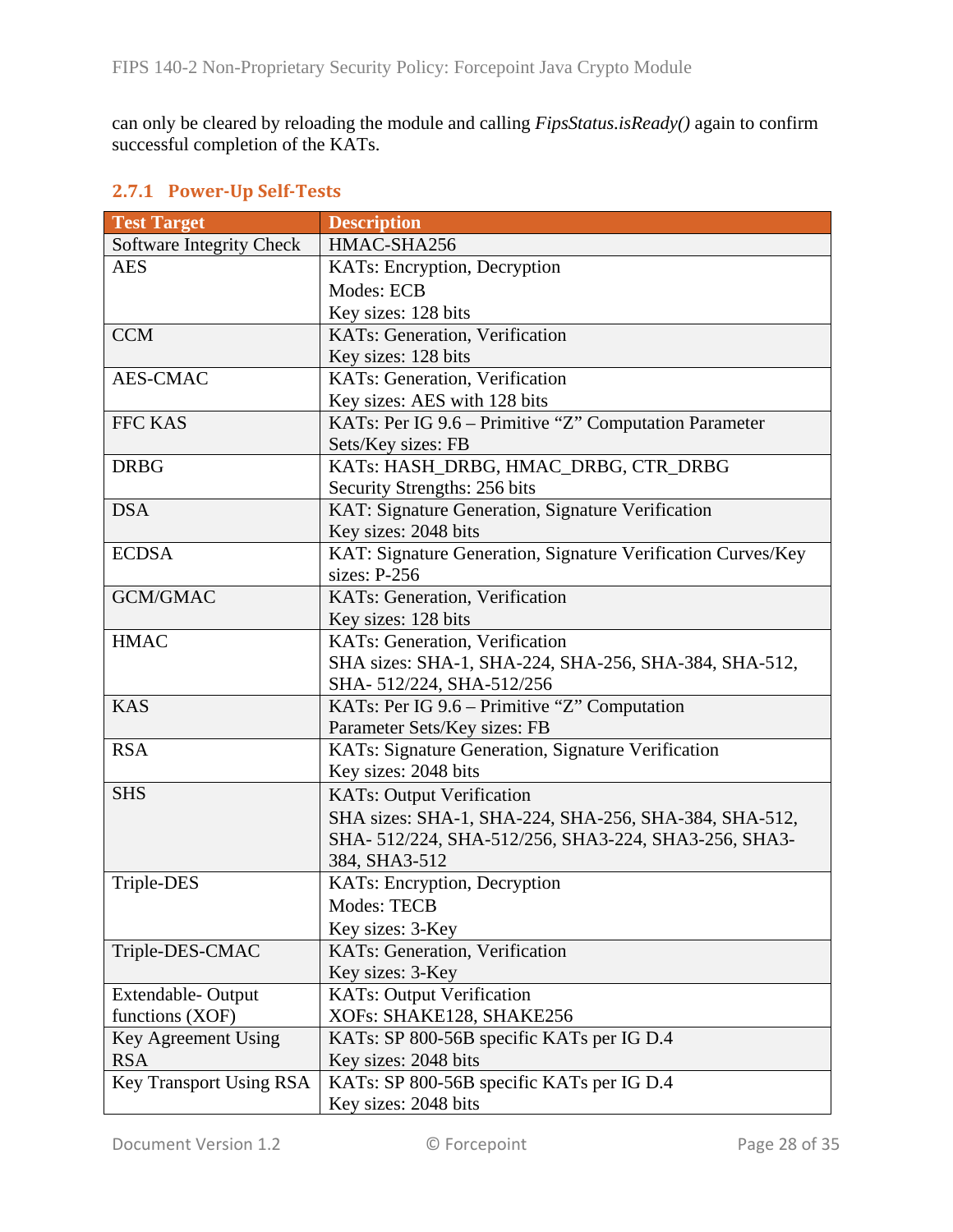can only be cleared by reloading the module and calling *FipsStatus.isReady()* again to confirm successful completion of the KATs.

### 2.7.1 Power-Up Self-Tests

| Test Target | Description |
|---|---|
| Software Integrity Check | HMAC-SHA256 |
| AES | KATs: Encryption, Decryption<br>Modes: ECB<br>Key sizes: 128 bits |
| CCM | KATs: Generation, Verification<br>Key sizes: 128 bits |
| AES-CMAC | KATs: Generation, Verification<br>Key sizes: AES with 128 bits |
| FFC KAS | KATs: Per IG 9.6 – Primitive "Z" Computation Parameter Sets/Key sizes: FB |
| DRBG | KATs: HASH_DRBG, HMAC_DRBG, CTR_DRBG<br>Security Strengths: 256 bits |
| DSA | KAT: Signature Generation, Signature Verification<br>Key sizes: 2048 bits |
| ECDSA | KAT: Signature Generation, Signature Verification Curves/Key sizes: P-256 |
| GCM/GMAC | KATs: Generation, Verification<br>Key sizes: 128 bits |
| HMAC | KATs: Generation, Verification<br>SHA sizes: SHA-1, SHA-224, SHA-256, SHA-384, SHA-512, SHA- 512/224, SHA-512/256 |
| KAS | KATs: Per IG 9.6 – Primitive "Z" Computation<br>Parameter Sets/Key sizes: FB |
| RSA | KATs: Signature Generation, Signature Verification<br>Key sizes: 2048 bits |
| SHS | KATs: Output Verification<br>SHA sizes: SHA-1, SHA-224, SHA-256, SHA-384, SHA-512, SHA- 512/224, SHA-512/256, SHA3-224, SHA3-256, SHA3-384, SHA3-512 |
| Triple-DES | KATs: Encryption, Decryption<br>Modes: TECB<br>Key sizes: 3-Key |
| Triple-DES-CMAC | KATs: Generation, Verification<br>Key sizes: 3-Key |
| Extendable- Output functions (XOF) | KATs: Output Verification<br>XOFs: SHAKE128, SHAKE256 |
| Key Agreement Using RSA | KATs: SP 800-56B specific KATs per IG D.4<br>Key sizes: 2048 bits |
| Key Transport Using RSA | KATs: SP 800-56B specific KATs per IG D.4<br>Key sizes: 2048 bits |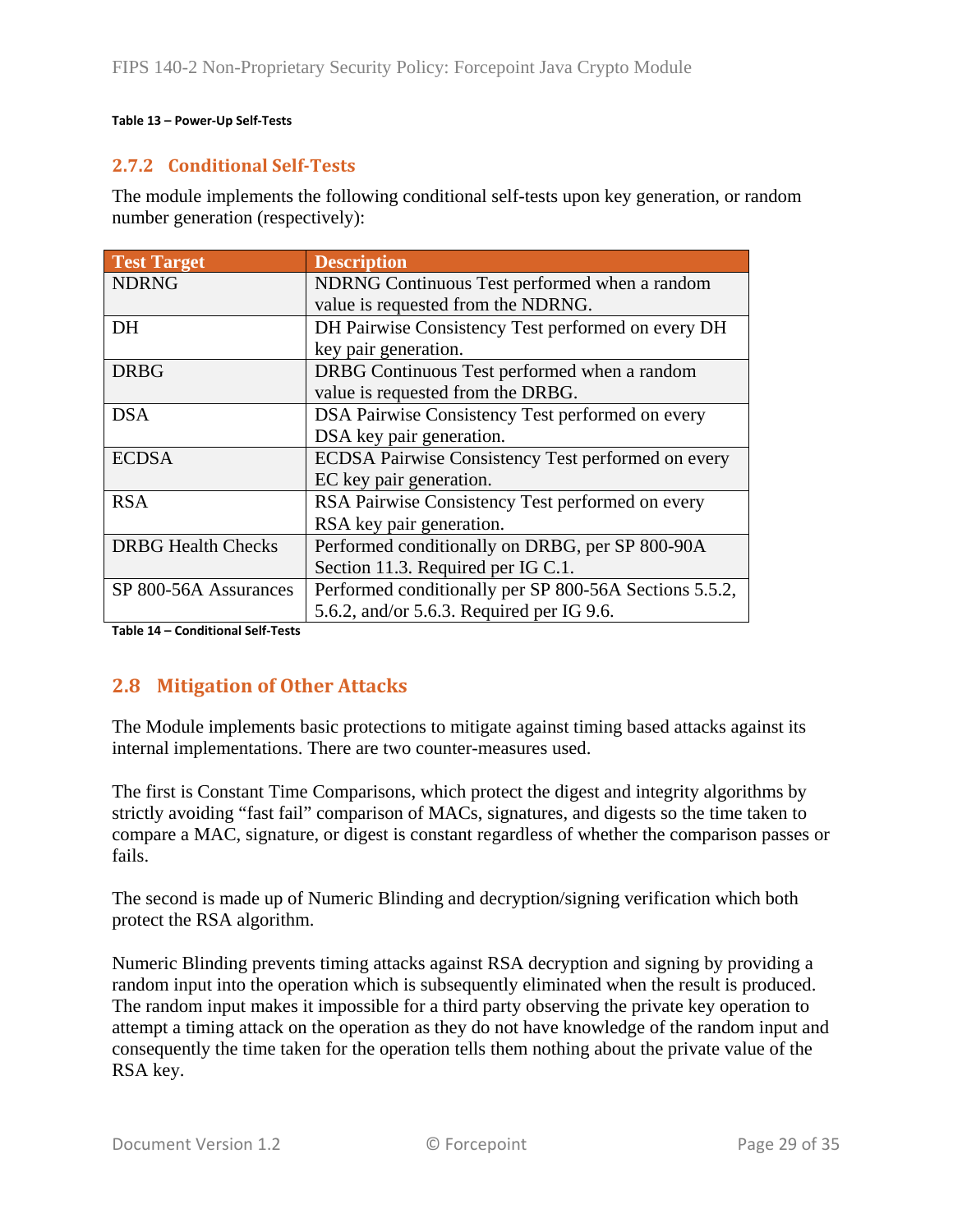**Table 13 – Power-Up Self-Tests**

### 2.7.2 Conditional Self-Tests

The module implements the following conditional self-tests upon key generation, or random number generation (respectively):

| Test Target | Description |
|---|---|
| NDRNG | NDRNG Continuous Test performed when a random value is requested from the NDRNG. |
| DH | DH Pairwise Consistency Test performed on every DH key pair generation. |
| DRBG | DRBG Continuous Test performed when a random value is requested from the DRBG. |
| DSA | DSA Pairwise Consistency Test performed on every DSA key pair generation. |
| ECDSA | ECDSA Pairwise Consistency Test performed on every EC key pair generation. |
| RSA | RSA Pairwise Consistency Test performed on every RSA key pair generation. |
| DRBG Health Checks | Performed conditionally on DRBG, per SP 800-90A Section 11.3. Required per IG C.1. |
| SP 800-56A Assurances | Performed conditionally per SP 800-56A Sections 5.5.2, 5.6.2, and/or 5.6.3. Required per IG 9.6. |

**Table 14 – Conditional Self-Tests**

## 2.8 Mitigation of Other Attacks

The Module implements basic protections to mitigate against timing based attacks against its internal implementations. There are two counter-measures used.

The first is Constant Time Comparisons, which protect the digest and integrity algorithms by strictly avoiding "fast fail" comparison of MACs, signatures, and digests so the time taken to compare a MAC, signature, or digest is constant regardless of whether the comparison passes or fails.

The second is made up of Numeric Blinding and decryption/signing verification which both protect the RSA algorithm.

Numeric Blinding prevents timing attacks against RSA decryption and signing by providing a random input into the operation which is subsequently eliminated when the result is produced. The random input makes it impossible for a third party observing the private key operation to attempt a timing attack on the operation as they do not have knowledge of the random input and consequently the time taken for the operation tells them nothing about the private value of the RSA key.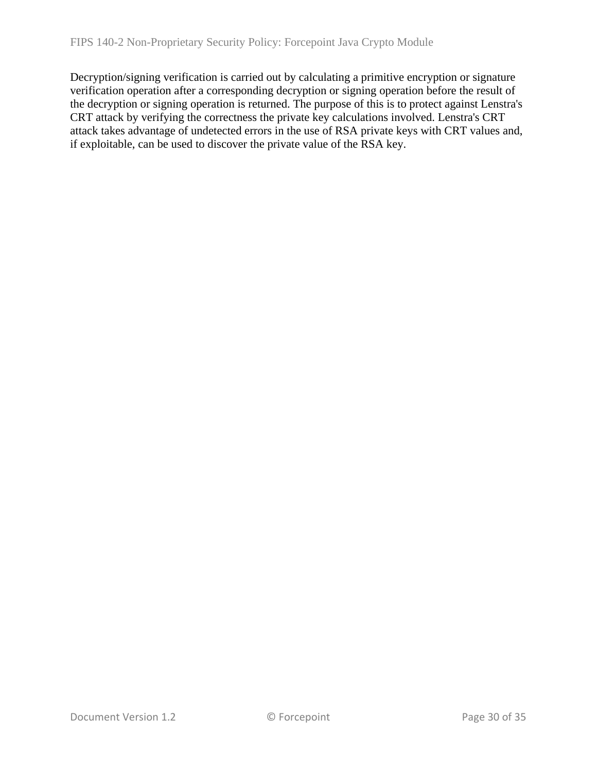Decryption/signing verification is carried out by calculating a primitive encryption or signature verification operation after a corresponding decryption or signing operation before the result of the decryption or signing operation is returned. The purpose of this is to protect against Lenstra's CRT attack by verifying the correctness the private key calculations involved. Lenstra's CRT attack takes advantage of undetected errors in the use of RSA private keys with CRT values and, if exploitable, can be used to discover the private value of the RSA key.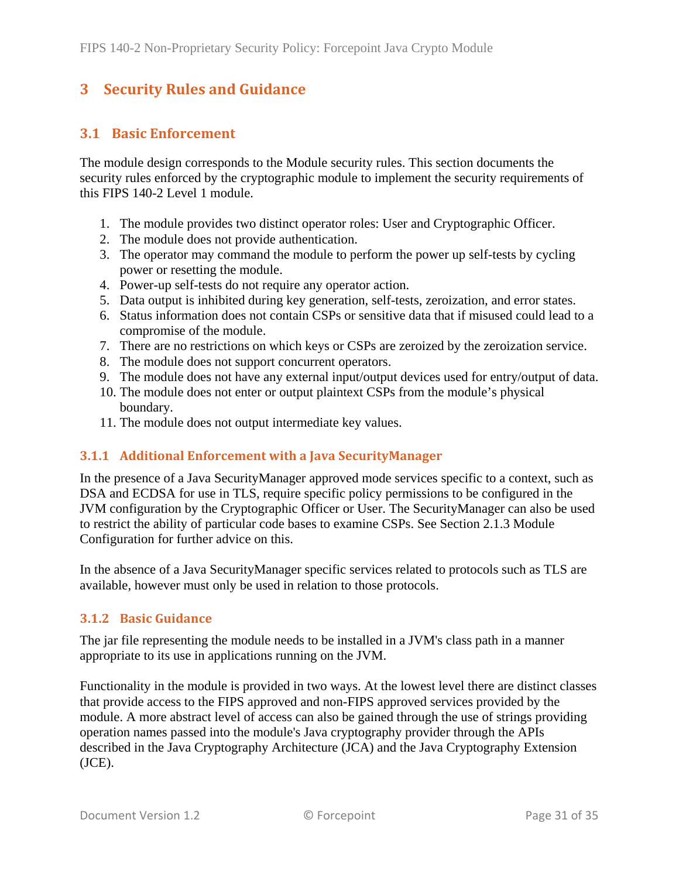# 3 Security Rules and Guidance

## 3.1 Basic Enforcement

The module design corresponds to the Module security rules. This section documents the security rules enforced by the cryptographic module to implement the security requirements of this FIPS 140-2 Level 1 module.

1. The module provides two distinct operator roles: User and Cryptographic Officer.
2. The module does not provide authentication.
3. The operator may command the module to perform the power up self-tests by cycling power or resetting the module.
4. Power-up self-tests do not require any operator action.
5. Data output is inhibited during key generation, self-tests, zeroization, and error states.
6. Status information does not contain CSPs or sensitive data that if misused could lead to a compromise of the module.
7. There are no restrictions on which keys or CSPs are zeroized by the zeroization service.
8. The module does not support concurrent operators.
9. The module does not have any external input/output devices used for entry/output of data.
10. The module does not enter or output plaintext CSPs from the module's physical boundary.
11. The module does not output intermediate key values.

### 3.1.1 Additional Enforcement with a Java SecurityManager

In the presence of a Java SecurityManager approved mode services specific to a context, such as DSA and ECDSA for use in TLS, require specific policy permissions to be configured in the JVM configuration by the Cryptographic Officer or User. The SecurityManager can also be used to restrict the ability of particular code bases to examine CSPs. See Section 2.1.3 Module Configuration for further advice on this.

In the absence of a Java SecurityManager specific services related to protocols such as TLS are available, however must only be used in relation to those protocols.

### 3.1.2 Basic Guidance

The jar file representing the module needs to be installed in a JVM's class path in a manner appropriate to its use in applications running on the JVM.

Functionality in the module is provided in two ways. At the lowest level there are distinct classes that provide access to the FIPS approved and non-FIPS approved services provided by the module. A more abstract level of access can also be gained through the use of strings providing operation names passed into the module's Java cryptography provider through the APIs described in the Java Cryptography Architecture (JCA) and the Java Cryptography Extension (JCE).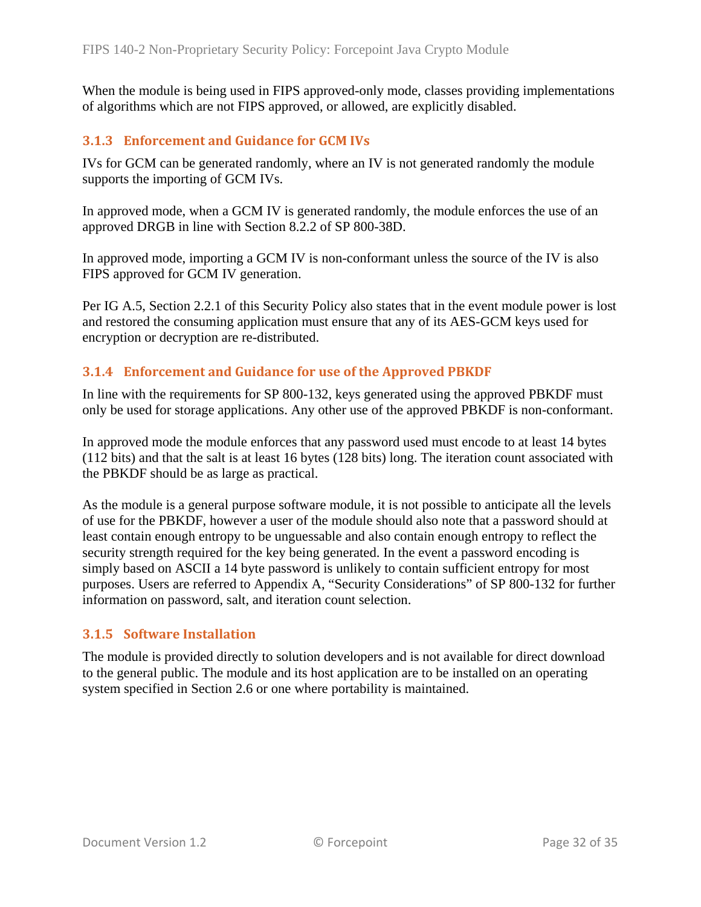When the module is being used in FIPS approved-only mode, classes providing implementations of algorithms which are not FIPS approved, or allowed, are explicitly disabled.

### 3.1.3 Enforcement and Guidance for GCM IVs

IVs for GCM can be generated randomly, where an IV is not generated randomly the module supports the importing of GCM IVs.

In approved mode, when a GCM IV is generated randomly, the module enforces the use of an approved DRGB in line with Section 8.2.2 of SP 800-38D.

In approved mode, importing a GCM IV is non-conformant unless the source of the IV is also FIPS approved for GCM IV generation.

Per IG A.5, Section 2.2.1 of this Security Policy also states that in the event module power is lost and restored the consuming application must ensure that any of its AES-GCM keys used for encryption or decryption are re-distributed.

### 3.1.4 Enforcement and Guidance for use of the Approved PBKDF

In line with the requirements for SP 800-132, keys generated using the approved PBKDF must only be used for storage applications. Any other use of the approved PBKDF is non-conformant.

In approved mode the module enforces that any password used must encode to at least 14 bytes (112 bits) and that the salt is at least 16 bytes (128 bits) long. The iteration count associated with the PBKDF should be as large as practical.

As the module is a general purpose software module, it is not possible to anticipate all the levels of use for the PBKDF, however a user of the module should also note that a password should at least contain enough entropy to be unguessable and also contain enough entropy to reflect the security strength required for the key being generated. In the event a password encoding is simply based on ASCII a 14 byte password is unlikely to contain sufficient entropy for most purposes. Users are referred to Appendix A, "Security Considerations" of SP 800-132 for further information on password, salt, and iteration count selection.

### 3.1.5 Software Installation

The module is provided directly to solution developers and is not available for direct download to the general public. The module and its host application are to be installed on an operating system specified in Section 2.6 or one where portability is maintained.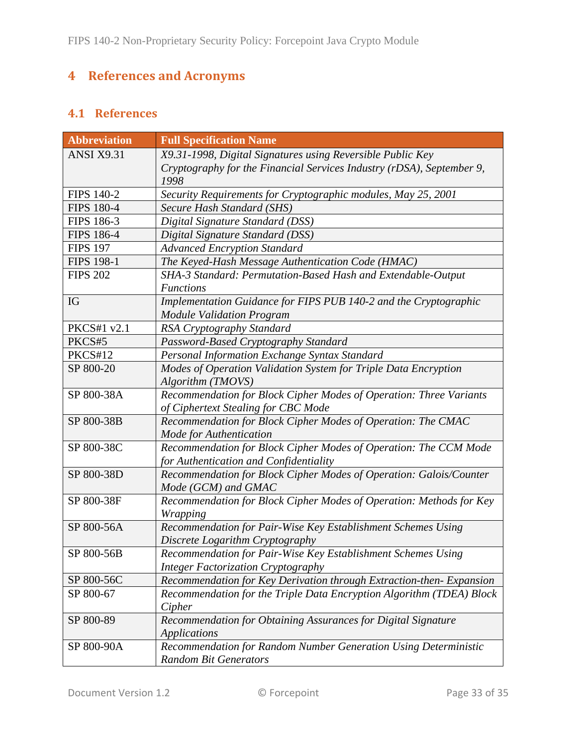# 4 References and Acronyms

## 4.1 References

| Abbreviation | Full Specification Name |
|---|---|
| ANSI X9.31 | *X9.31-1998, Digital Signatures using Reversible Public Key Cryptography for the Financial Services Industry (rDSA), September 9, 1998* |
| FIPS 140-2 | *Security Requirements for Cryptographic modules, May 25, 2001* |
| FIPS 180-4 | *Secure Hash Standard (SHS)* |
| FIPS 186-3 | *Digital Signature Standard (DSS)* |
| FIPS 186-4 | *Digital Signature Standard (DSS)* |
| FIPS 197 | *Advanced Encryption Standard* |
| FIPS 198-1 | *The Keyed-Hash Message Authentication Code (HMAC)* |
| FIPS 202 | *SHA-3 Standard: Permutation-Based Hash and Extendable-Output Functions* |
| IG | *Implementation Guidance for FIPS PUB 140-2 and the Cryptographic Module Validation Program* |
| PKCS#1 v2.1 | *RSA Cryptography Standard* |
| PKCS#5 | *Password-Based Cryptography Standard* |
| PKCS#12 | *Personal Information Exchange Syntax Standard* |
| SP 800-20 | *Modes of Operation Validation System for Triple Data Encryption Algorithm (TMOVS)* |
| SP 800-38A | *Recommendation for Block Cipher Modes of Operation: Three Variants of Ciphertext Stealing for CBC Mode* |
| SP 800-38B | *Recommendation for Block Cipher Modes of Operation: The CMAC Mode for Authentication* |
| SP 800-38C | *Recommendation for Block Cipher Modes of Operation: The CCM Mode for Authentication and Confidentiality* |
| SP 800-38D | *Recommendation for Block Cipher Modes of Operation: Galois/Counter Mode (GCM) and GMAC* |
| SP 800-38F | *Recommendation for Block Cipher Modes of Operation: Methods for Key Wrapping* |
| SP 800-56A | *Recommendation for Pair-Wise Key Establishment Schemes Using Discrete Logarithm Cryptography* |
| SP 800-56B | *Recommendation for Pair-Wise Key Establishment Schemes Using Integer Factorization Cryptography* |
| SP 800-56C | *Recommendation for Key Derivation through Extraction-then- Expansion* |
| SP 800-67 | *Recommendation for the Triple Data Encryption Algorithm (TDEA) Block Cipher* |
| SP 800-89 | *Recommendation for Obtaining Assurances for Digital Signature Applications* |
| SP 800-90A | *Recommendation for Random Number Generation Using Deterministic Random Bit Generators* |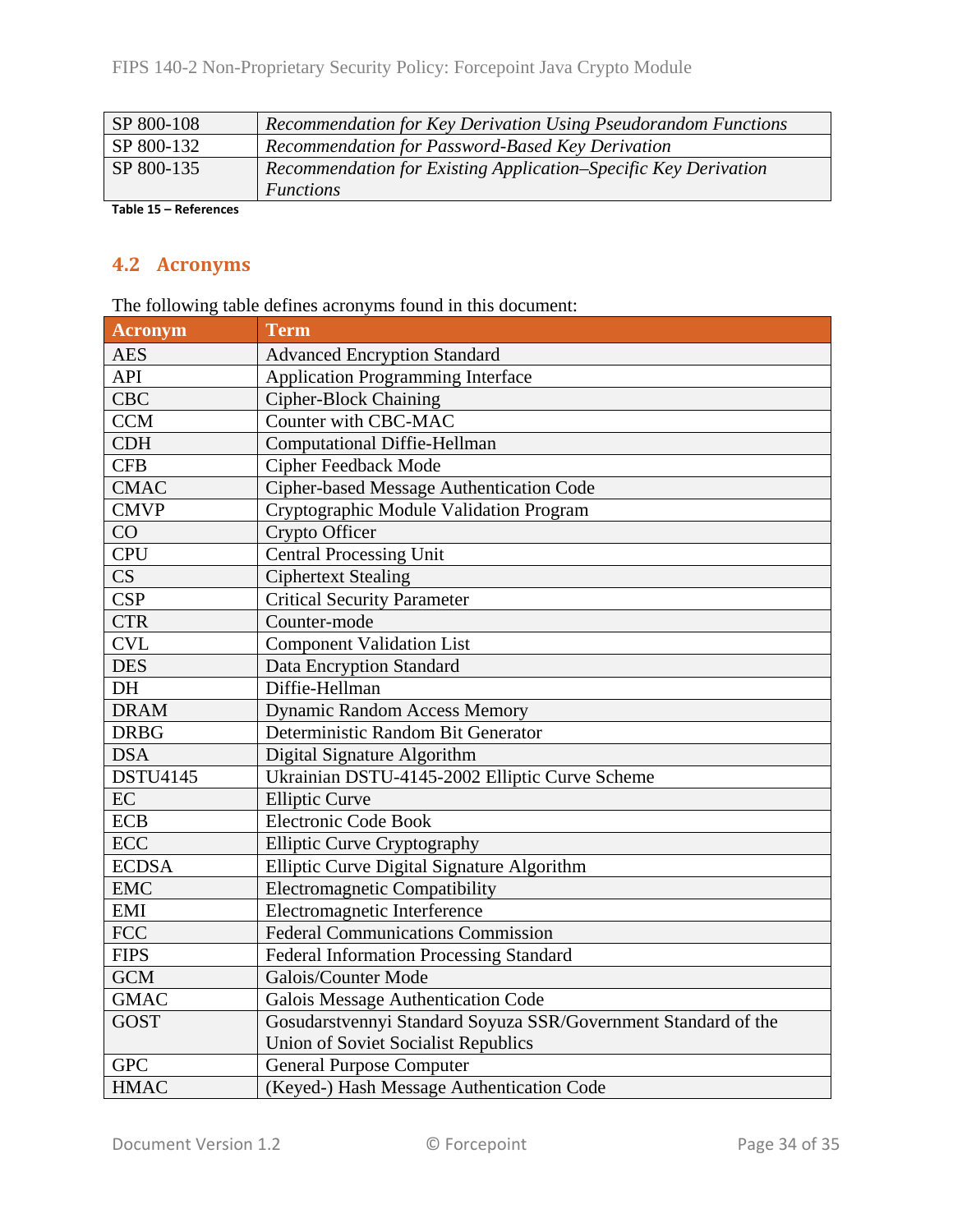| | |
|---|---|
| SP 800-108 | *Recommendation for Key Derivation Using Pseudorandom Functions* |
| SP 800-132 | *Recommendation for Password-Based Key Derivation* |
| SP 800-135 | *Recommendation for Existing Application–Specific Key Derivation Functions* |

**Table 15 – References**

## 4.2 Acronyms

The following table defines acronyms found in this document:

| Acronym | Term |
|---|---|
| AES | Advanced Encryption Standard |
| API | Application Programming Interface |
| CBC | Cipher-Block Chaining |
| CCM | Counter with CBC-MAC |
| CDH | Computational Diffie-Hellman |
| CFB | Cipher Feedback Mode |
| CMAC | Cipher-based Message Authentication Code |
| CMVP | Cryptographic Module Validation Program |
| CO | Crypto Officer |
| CPU | Central Processing Unit |
| CS | Ciphertext Stealing |
| CSP | Critical Security Parameter |
| CTR | Counter-mode |
| CVL | Component Validation List |
| DES | Data Encryption Standard |
| DH | Diffie-Hellman |
| DRAM | Dynamic Random Access Memory |
| DRBG | Deterministic Random Bit Generator |
| DSA | Digital Signature Algorithm |
| DSTU4145 | Ukrainian DSTU-4145-2002 Elliptic Curve Scheme |
| EC | Elliptic Curve |
| ECB | Electronic Code Book |
| ECC | Elliptic Curve Cryptography |
| ECDSA | Elliptic Curve Digital Signature Algorithm |
| EMC | Electromagnetic Compatibility |
| EMI | Electromagnetic Interference |
| FCC | Federal Communications Commission |
| FIPS | Federal Information Processing Standard |
| GCM | Galois/Counter Mode |
| GMAC | Galois Message Authentication Code |
| GOST | Gosudarstvennyi Standard Soyuza SSR/Government Standard of the Union of Soviet Socialist Republics |
| GPC | General Purpose Computer |
| HMAC | (Keyed-) Hash Message Authentication Code |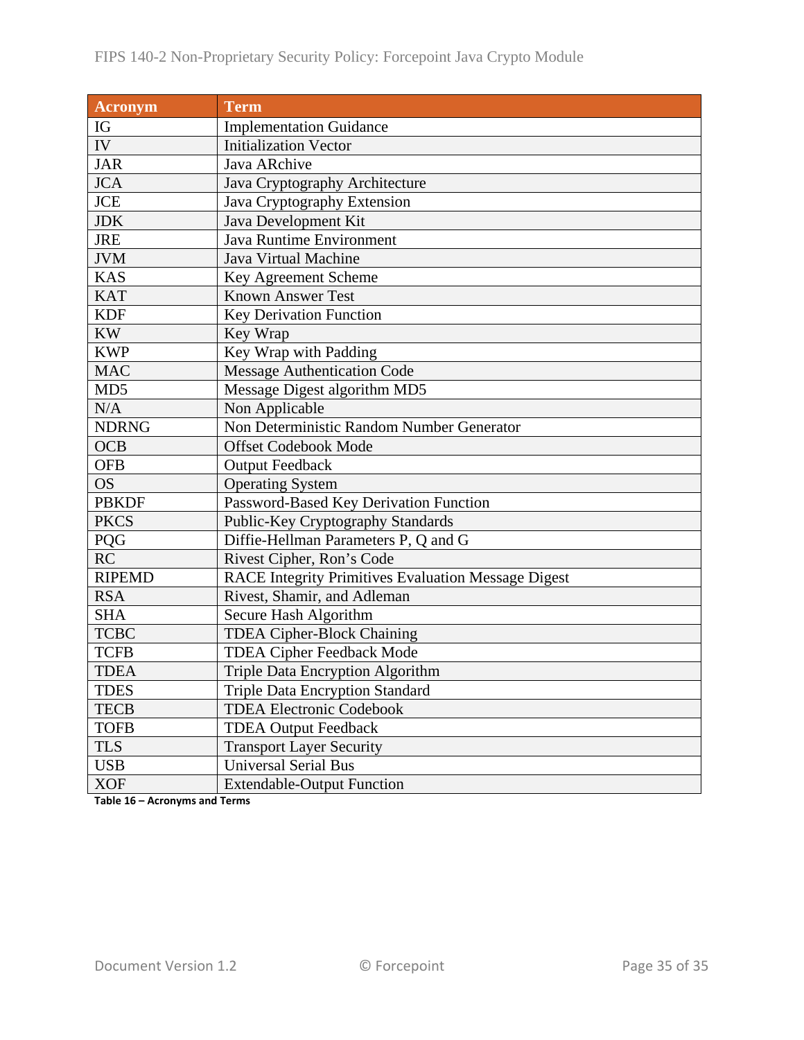| Acronym | Term |
|---|---|
| IG | Implementation Guidance |
| IV | Initialization Vector |
| JAR | Java ARchive |
| JCA | Java Cryptography Architecture |
| JCE | Java Cryptography Extension |
| JDK | Java Development Kit |
| JRE | Java Runtime Environment |
| JVM | Java Virtual Machine |
| KAS | Key Agreement Scheme |
| KAT | Known Answer Test |
| KDF | Key Derivation Function |
| KW | Key Wrap |
| KWP | Key Wrap with Padding |
| MAC | Message Authentication Code |
| MD5 | Message Digest algorithm MD5 |
| N/A | Non Applicable |
| NDRNG | Non Deterministic Random Number Generator |
| OCB | Offset Codebook Mode |
| OFB | Output Feedback |
| OS | Operating System |
| PBKDF | Password-Based Key Derivation Function |
| PKCS | Public-Key Cryptography Standards |
| PQG | Diffie-Hellman Parameters P, Q and G |
| RC | Rivest Cipher, Ron's Code |
| RIPEMD | RACE Integrity Primitives Evaluation Message Digest |
| RSA | Rivest, Shamir, and Adleman |
| SHA | Secure Hash Algorithm |
| TCBC | TDEA Cipher-Block Chaining |
| TCFB | TDEA Cipher Feedback Mode |
| TDEA | Triple Data Encryption Algorithm |
| TDES | Triple Data Encryption Standard |
| TECB | TDEA Electronic Codebook |
| TOFB | TDEA Output Feedback |
| TLS | Transport Layer Security |
| USB | Universal Serial Bus |
| XOF | Extendable-Output Function |

**Table 16 – Acronyms and Terms**